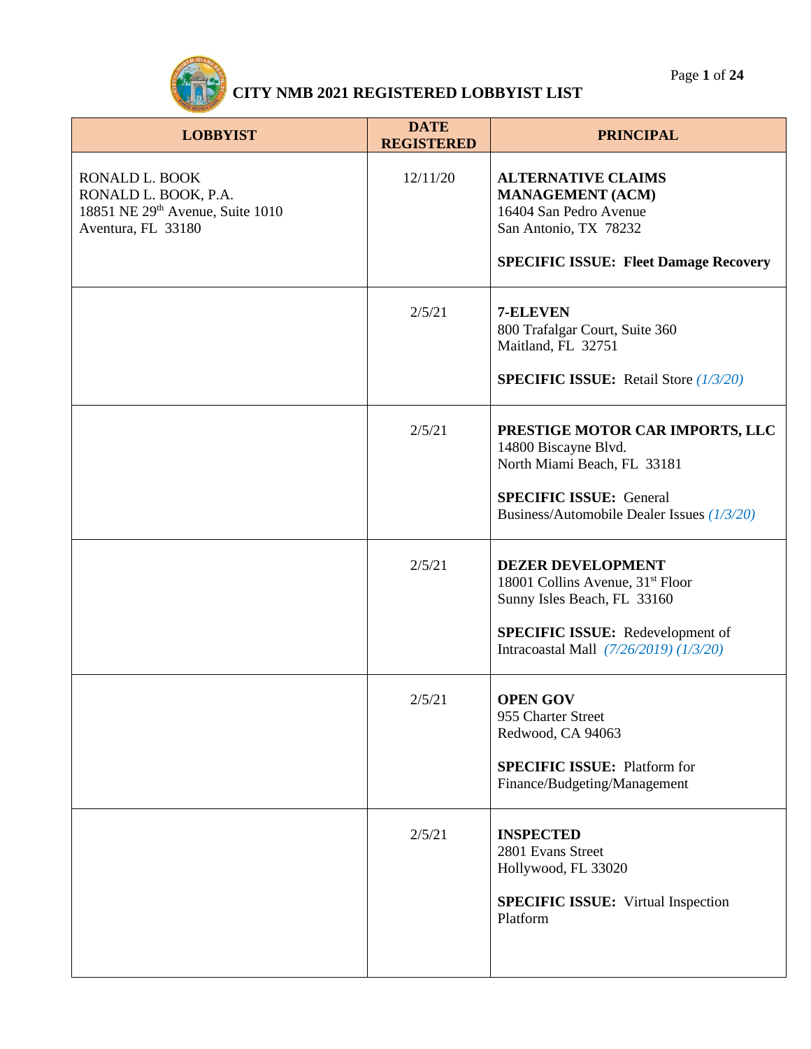# CITY NMB 2021 REGISTERED LOBBYIST LIST

| LOBBYIST | DATE REGISTERED | PRINCIPAL |
|---|---|---|
| RONALD L. BOOK<br>RONALD L. BOOK, P.A.<br>18851 NE 29th Avenue, Suite 1010<br>Aventura, FL 33180 | 12/11/20 | **ALTERNATIVE CLAIMS MANAGEMENT (ACM)**<br>16404 San Pedro Avenue<br>San Antonio, TX 78232<br><br>**SPECIFIC ISSUE: Fleet Damage Recovery** |
| | 2/5/21 | **7-ELEVEN**<br>800 Trafalgar Court, Suite 360<br>Maitland, FL 32751<br><br>**SPECIFIC ISSUE:** Retail Store *(1/3/20)* |
| | 2/5/21 | **PRESTIGE MOTOR CAR IMPORTS, LLC**<br>14800 Biscayne Blvd.<br>North Miami Beach, FL 33181<br><br>**SPECIFIC ISSUE:** General Business/Automobile Dealer Issues *(1/3/20)* |
| | 2/5/21 | **DEZER DEVELOPMENT**<br>18001 Collins Avenue, 31st Floor<br>Sunny Isles Beach, FL 33160<br><br>**SPECIFIC ISSUE:** Redevelopment of Intracoastal Mall *(7/26/2019) (1/3/20)* |
| | 2/5/21 | **OPEN GOV**<br>955 Charter Street<br>Redwood, CA 94063<br><br>**SPECIFIC ISSUE:** Platform for Finance/Budgeting/Management |
| | 2/5/21 | **INSPECTED**<br>2801 Evans Street<br>Hollywood, FL 33020<br><br>**SPECIFIC ISSUE:** Virtual Inspection Platform |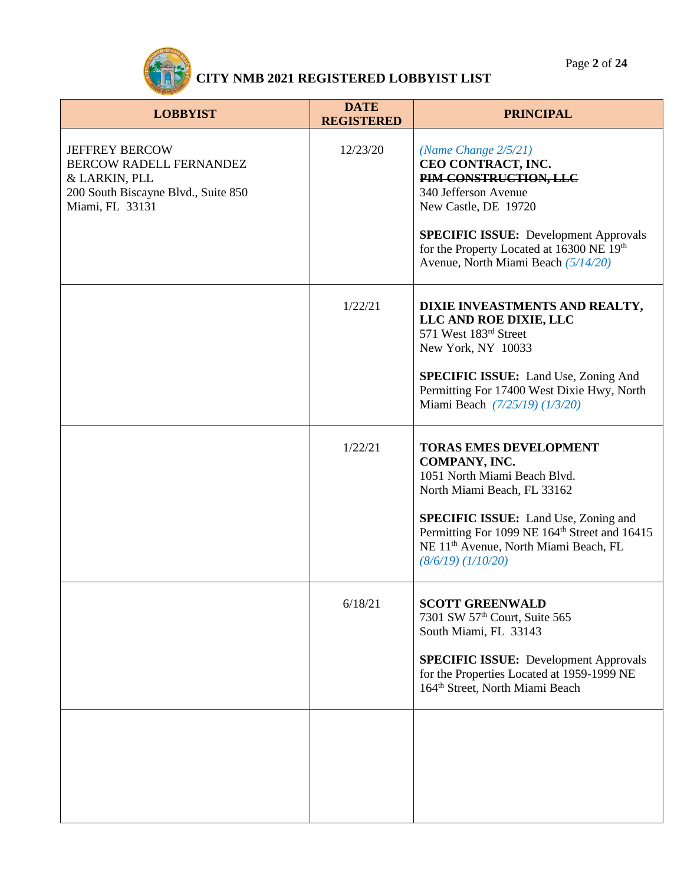# CITY NMB 2021 REGISTERED LOBBYIST LIST

| LOBBYIST | DATE REGISTERED | PRINCIPAL |
|---|---|---|
| JEFFREY BERCOW<br>BERCOW RADELL FERNANDEZ & LARKIN, PLL<br>200 South Biscayne Blvd., Suite 850<br>Miami, FL 33131 | 12/23/20 | *(Name Change 2/5/21)*<br>**CEO CONTRACT, INC.**<br>**~~PIM CONSTRUCTION, LLC~~**<br>340 Jefferson Avenue<br>New Castle, DE 19720<br><br>**SPECIFIC ISSUE:** Development Approvals for the Property Located at 16300 NE 19th Avenue, North Miami Beach *(5/14/20)* |
| | 1/22/21 | **DIXIE INVEASTMENTS AND REALTY, LLC AND ROE DIXIE, LLC**<br>571 West 183rd Street<br>New York, NY 10033<br><br>**SPECIFIC ISSUE:** Land Use, Zoning And Permitting For 17400 West Dixie Hwy, North Miami Beach *(7/25/19) (1/3/20)* |
| | 1/22/21 | **TORAS EMES DEVELOPMENT COMPANY, INC.**<br>1051 North Miami Beach Blvd.<br>North Miami Beach, FL 33162<br><br>**SPECIFIC ISSUE:** Land Use, Zoning and Permitting For 1099 NE 164th Street and 16415 NE 11th Avenue, North Miami Beach, FL *(8/6/19) (1/10/20)* |
| | 6/18/21 | **SCOTT GREENWALD**<br>7301 SW 57th Court, Suite 565<br>South Miami, FL 33143<br><br>**SPECIFIC ISSUE:** Development Approvals for the Properties Located at 1959-1999 NE 164th Street, North Miami Beach |
| | | |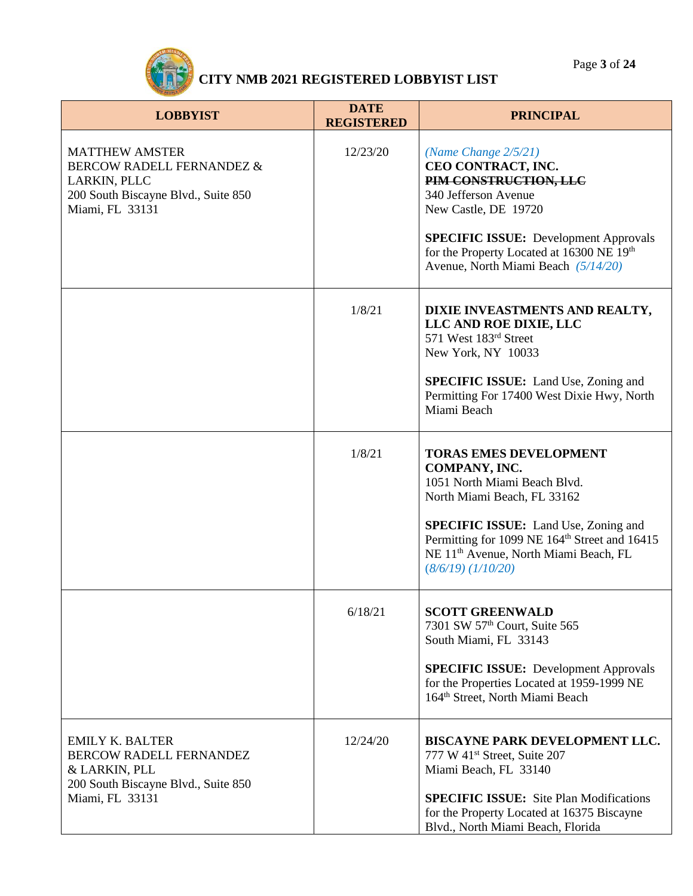# CITY NMB 2021 REGISTERED LOBBYIST LIST

| LOBBYIST | DATE REGISTERED | PRINCIPAL |
|---|---|---|
| MATTHEW AMSTER<br>BERCOW RADELL FERNANDEZ & LARKIN, PLLC<br>200 South Biscayne Blvd., Suite 850<br>Miami, FL 33131 | 12/23/20 | *(Name Change 2/5/21)*<br>**CEO CONTRACT, INC.**<br>~~**PIM CONSTRUCTION, LLC**~~<br>340 Jefferson Avenue<br>New Castle, DE 19720<br><br>**SPECIFIC ISSUE:** Development Approvals for the Property Located at 16300 NE 19th Avenue, North Miami Beach *(5/14/20)* |
| | 1/8/21 | **DIXIE INVEASTMENTS AND REALTY, LLC AND ROE DIXIE, LLC**<br>571 West 183rd Street<br>New York, NY 10033<br><br>**SPECIFIC ISSUE:** Land Use, Zoning and Permitting For 17400 West Dixie Hwy, North Miami Beach |
| | 1/8/21 | **TORAS EMES DEVELOPMENT COMPANY, INC.**<br>1051 North Miami Beach Blvd.<br>North Miami Beach, FL 33162<br><br>**SPECIFIC ISSUE:** Land Use, Zoning and Permitting for 1099 NE 164th Street and 16415 NE 11th Avenue, North Miami Beach, FL *(8/6/19) (1/10/20)* |
| | 6/18/21 | **SCOTT GREENWALD**<br>7301 SW 57th Court, Suite 565<br>South Miami, FL 33143<br><br>**SPECIFIC ISSUE:** Development Approvals for the Properties Located at 1959-1999 NE 164th Street, North Miami Beach |
| EMILY K. BALTER<br>BERCOW RADELL FERNANDEZ & LARKIN, PLL<br>200 South Biscayne Blvd., Suite 850<br>Miami, FL 33131 | 12/24/20 | **BISCAYNE PARK DEVELOPMENT LLC.**<br>777 W 41st Street, Suite 207<br>Miami Beach, FL 33140<br><br>**SPECIFIC ISSUE:** Site Plan Modifications for the Property Located at 16375 Biscayne Blvd., North Miami Beach, Florida |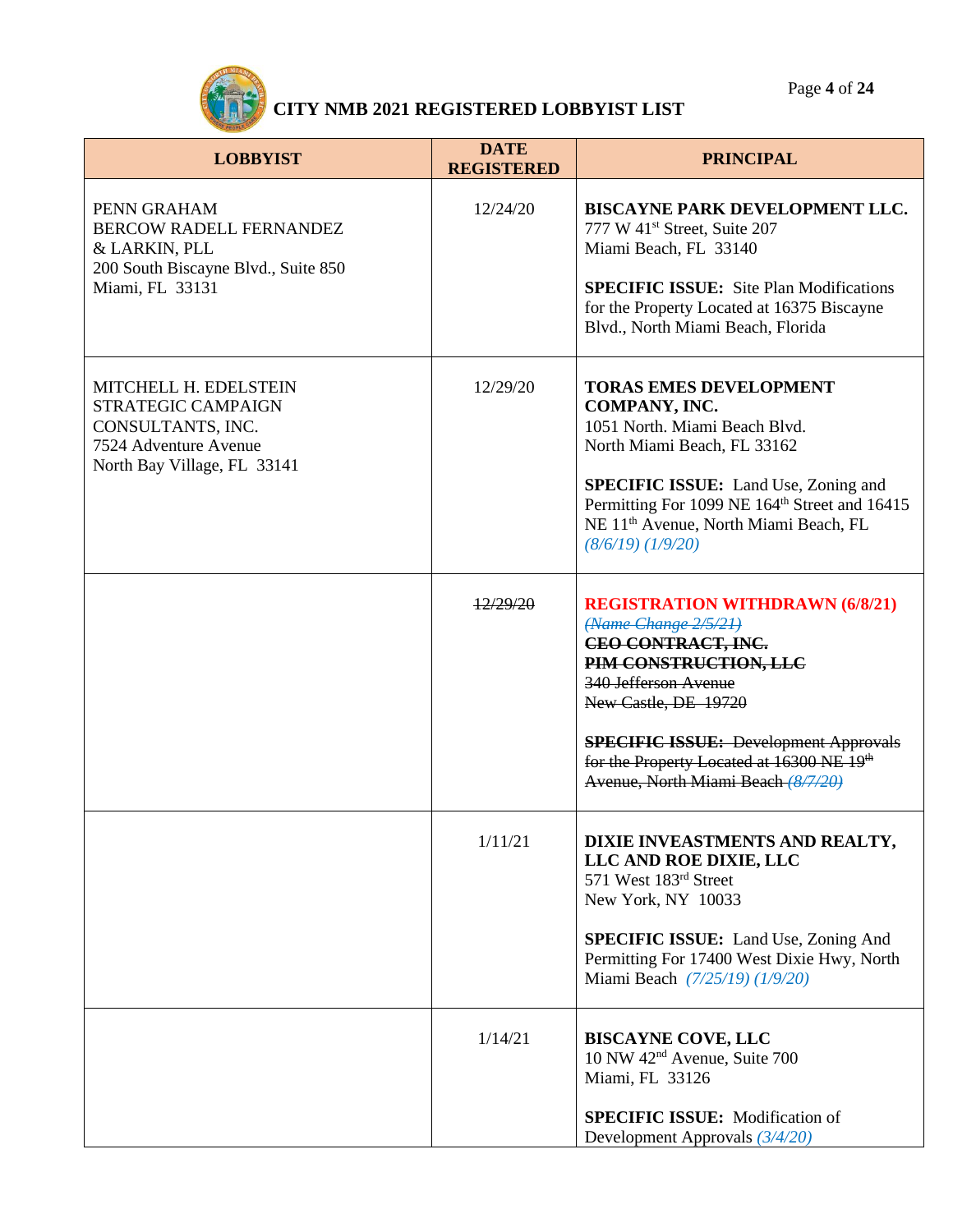# CITY NMB 2021 REGISTERED LOBBYIST LIST

| LOBBYIST | DATE REGISTERED | PRINCIPAL |
|---|---|---|
| PENN GRAHAM<br>BERCOW RADELL FERNANDEZ & LARKIN, PLL<br>200 South Biscayne Blvd., Suite 850<br>Miami, FL 33131 | 12/24/20 | **BISCAYNE PARK DEVELOPMENT LLC.**<br>777 W 41st Street, Suite 207<br>Miami Beach, FL 33140<br><br>**SPECIFIC ISSUE:** Site Plan Modifications for the Property Located at 16375 Biscayne Blvd., North Miami Beach, Florida |
| MITCHELL H. EDELSTEIN<br>STRATEGIC CAMPAIGN CONSULTANTS, INC.<br>7524 Adventure Avenue<br>North Bay Village, FL 33141 | 12/29/20 | **TORAS EMES DEVELOPMENT COMPANY, INC.**<br>1051 North. Miami Beach Blvd.<br>North Miami Beach, FL 33162<br><br>**SPECIFIC ISSUE:** Land Use, Zoning and Permitting For 1099 NE 164th Street and 16415 NE 11th Avenue, North Miami Beach, FL *(8/6/19) (1/9/20)* |
| | ~~12/29/20~~ | **REGISTRATION WITHDRAWN (6/8/21)**<br>~~*(Name Change 2/5/21)*~~<br>~~**CEO CONTRACT, INC.**~~<br>~~**PIM CONSTRUCTION, LLC**~~<br>~~340 Jefferson Avenue~~<br>~~New Castle, DE 19720~~<br><br>~~**SPECIFIC ISSUE:** Development Approvals for the Property Located at 16300 NE 19th Avenue, North Miami Beach *(8/7/20)*~~ |
| | 1/11/21 | **DIXIE INVEASTMENTS AND REALTY, LLC AND ROE DIXIE, LLC**<br>571 West 183rd Street<br>New York, NY 10033<br><br>**SPECIFIC ISSUE:** Land Use, Zoning And Permitting For 17400 West Dixie Hwy, North Miami Beach *(7/25/19) (1/9/20)* |
| | 1/14/21 | **BISCAYNE COVE, LLC**<br>10 NW 42nd Avenue, Suite 700<br>Miami, FL 33126<br><br>**SPECIFIC ISSUE:** Modification of Development Approvals *(3/4/20)* |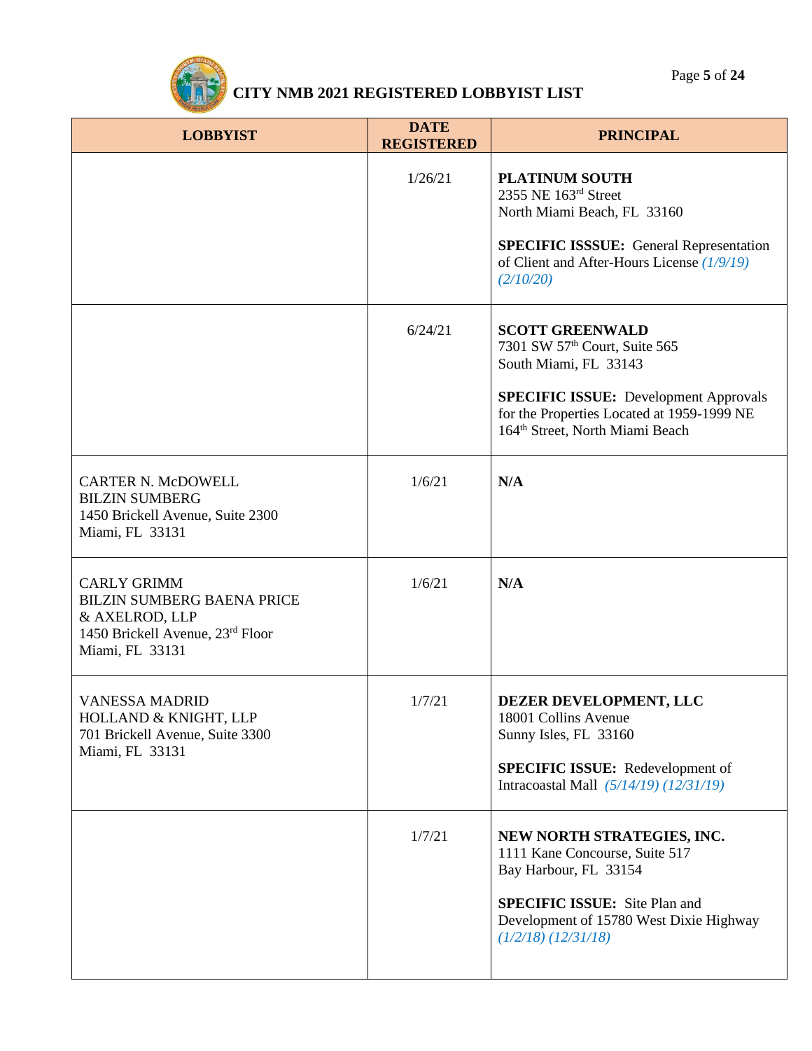# CITY NMB 2021 REGISTERED LOBBYIST LIST

| LOBBYIST | DATE REGISTERED | PRINCIPAL |
|---|---|---|
| | 1/26/21 | **PLATINUM SOUTH**<br>2355 NE 163rd Street<br>North Miami Beach, FL 33160<br><br>**SPECIFIC ISSSUE:** General Representation of Client and After-Hours License *(1/9/19) (2/10/20)* |
| | 6/24/21 | **SCOTT GREENWALD**<br>7301 SW 57th Court, Suite 565<br>South Miami, FL 33143<br><br>**SPECIFIC ISSUE:** Development Approvals for the Properties Located at 1959-1999 NE 164th Street, North Miami Beach |
| CARTER N. McDOWELL<br>BILZIN SUMBERG<br>1450 Brickell Avenue, Suite 2300<br>Miami, FL 33131 | 1/6/21 | **N/A** |
| CARLY GRIMM<br>BILZIN SUMBERG BAENA PRICE & AXELROD, LLP<br>1450 Brickell Avenue, 23rd Floor<br>Miami, FL 33131 | 1/6/21 | **N/A** |
| VANESSA MADRID<br>HOLLAND & KNIGHT, LLP<br>701 Brickell Avenue, Suite 3300<br>Miami, FL 33131 | 1/7/21 | **DEZER DEVELOPMENT, LLC**<br>18001 Collins Avenue<br>Sunny Isles, FL 33160<br><br>**SPECIFIC ISSUE:** Redevelopment of Intracoastal Mall *(5/14/19) (12/31/19)* |
| | 1/7/21 | **NEW NORTH STRATEGIES, INC.**<br>1111 Kane Concourse, Suite 517<br>Bay Harbour, FL 33154<br><br>**SPECIFIC ISSUE:** Site Plan and Development of 15780 West Dixie Highway *(1/2/18) (12/31/18)* |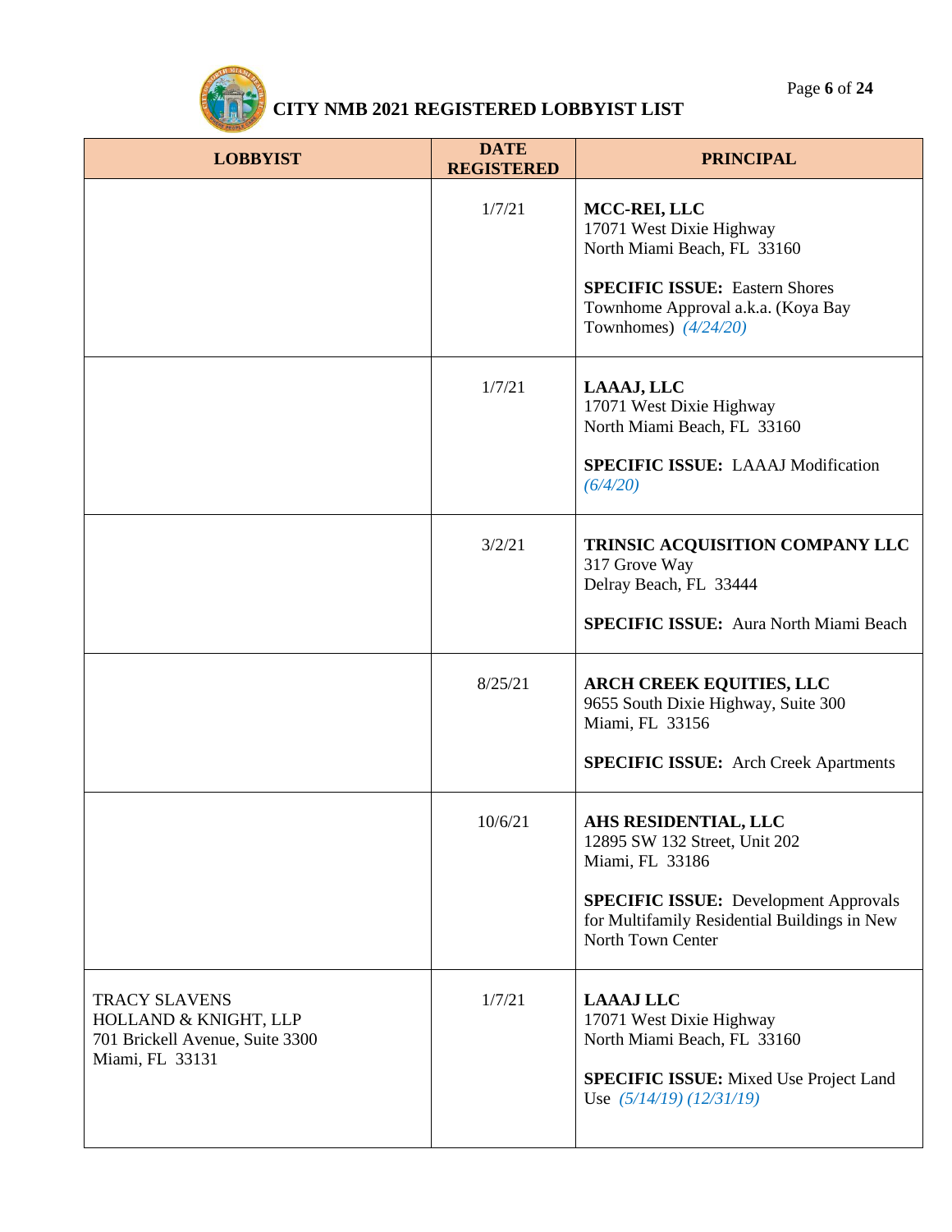# CITY NMB 2021 REGISTERED LOBBYIST LIST

| LOBBYIST | DATE REGISTERED | PRINCIPAL |
|---|---|---|
| | 1/7/21 | **MCC-REI, LLC**<br>17071 West Dixie Highway<br>North Miami Beach, FL 33160<br><br>**SPECIFIC ISSUE:** Eastern Shores Townhome Approval a.k.a. (Koya Bay Townhomes) *(4/24/20)* |
| | 1/7/21 | **LAAAJ, LLC**<br>17071 West Dixie Highway<br>North Miami Beach, FL 33160<br><br>**SPECIFIC ISSUE:** LAAAJ Modification *(6/4/20)* |
| | 3/2/21 | **TRINSIC ACQUISITION COMPANY LLC**<br>317 Grove Way<br>Delray Beach, FL 33444<br><br>**SPECIFIC ISSUE:** Aura North Miami Beach |
| | 8/25/21 | **ARCH CREEK EQUITIES, LLC**<br>9655 South Dixie Highway, Suite 300<br>Miami, FL 33156<br><br>**SPECIFIC ISSUE:** Arch Creek Apartments |
| | 10/6/21 | **AHS RESIDENTIAL, LLC**<br>12895 SW 132 Street, Unit 202<br>Miami, FL 33186<br><br>**SPECIFIC ISSUE:** Development Approvals for Multifamily Residential Buildings in New North Town Center |
| TRACY SLAVENS<br>HOLLAND & KNIGHT, LLP<br>701 Brickell Avenue, Suite 3300<br>Miami, FL 33131 | 1/7/21 | **LAAAJ LLC**<br>17071 West Dixie Highway<br>North Miami Beach, FL 33160<br><br>**SPECIFIC ISSUE:** Mixed Use Project Land Use *(5/14/19) (12/31/19)* |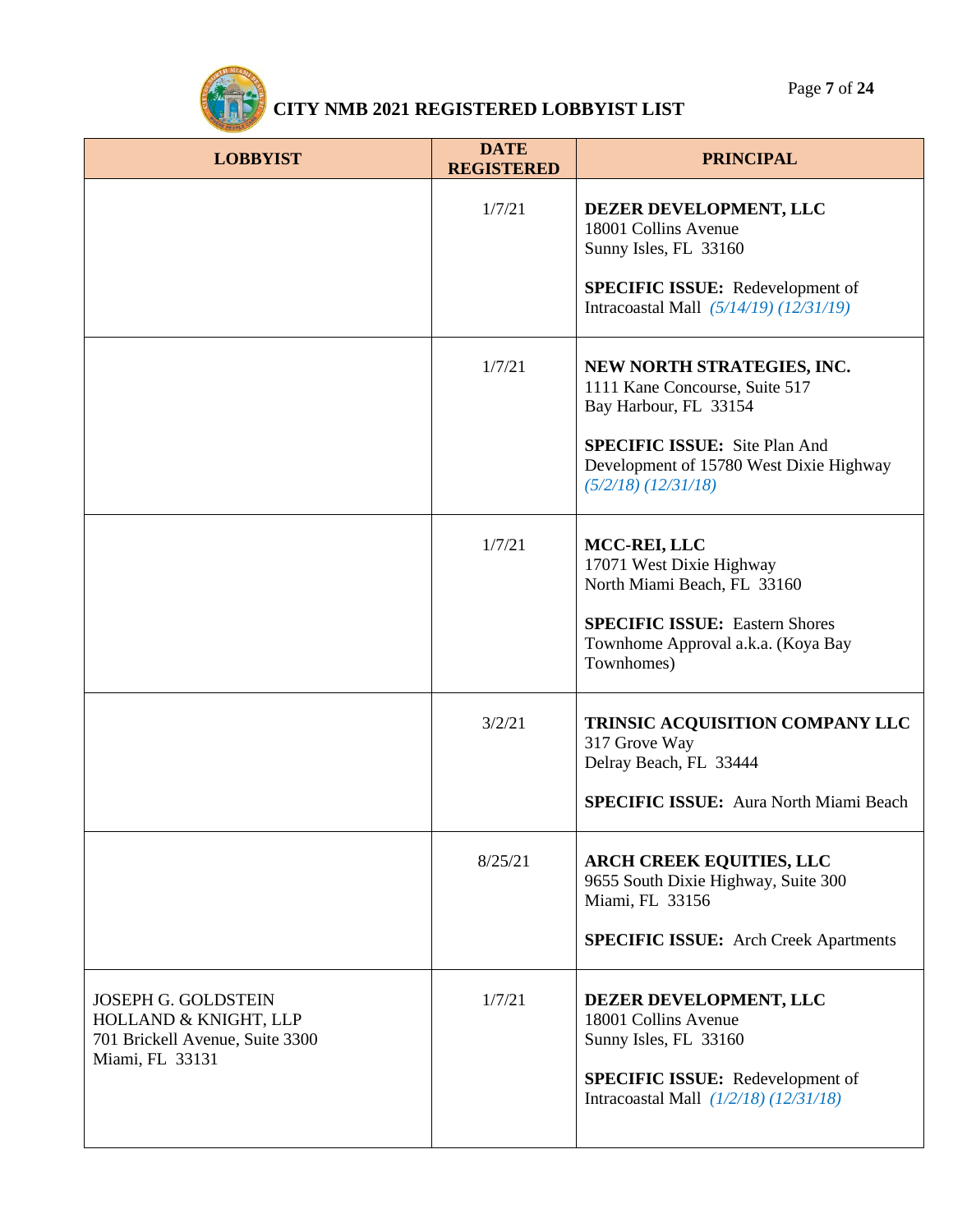# CITY NMB 2021 REGISTERED LOBBYIST LIST

| LOBBYIST | DATE REGISTERED | PRINCIPAL |
|---|---|---|
| | 1/7/21 | **DEZER DEVELOPMENT, LLC**<br>18001 Collins Avenue<br>Sunny Isles, FL 33160<br><br>**SPECIFIC ISSUE:** Redevelopment of Intracoastal Mall *(5/14/19) (12/31/19)* |
| | 1/7/21 | **NEW NORTH STRATEGIES, INC.**<br>1111 Kane Concourse, Suite 517<br>Bay Harbour, FL 33154<br><br>**SPECIFIC ISSUE:** Site Plan And Development of 15780 West Dixie Highway *(5/2/18) (12/31/18)* |
| | 1/7/21 | **MCC-REI, LLC**<br>17071 West Dixie Highway<br>North Miami Beach, FL 33160<br><br>**SPECIFIC ISSUE:** Eastern Shores Townhome Approval a.k.a. (Koya Bay Townhomes) |
| | 3/2/21 | **TRINSIC ACQUISITION COMPANY LLC**<br>317 Grove Way<br>Delray Beach, FL 33444<br><br>**SPECIFIC ISSUE:** Aura North Miami Beach |
| | 8/25/21 | **ARCH CREEK EQUITIES, LLC**<br>9655 South Dixie Highway, Suite 300<br>Miami, FL 33156<br><br>**SPECIFIC ISSUE:** Arch Creek Apartments |
| JOSEPH G. GOLDSTEIN<br>HOLLAND & KNIGHT, LLP<br>701 Brickell Avenue, Suite 3300<br>Miami, FL 33131 | 1/7/21 | **DEZER DEVELOPMENT, LLC**<br>18001 Collins Avenue<br>Sunny Isles, FL 33160<br><br>**SPECIFIC ISSUE:** Redevelopment of Intracoastal Mall *(1/2/18) (12/31/18)* |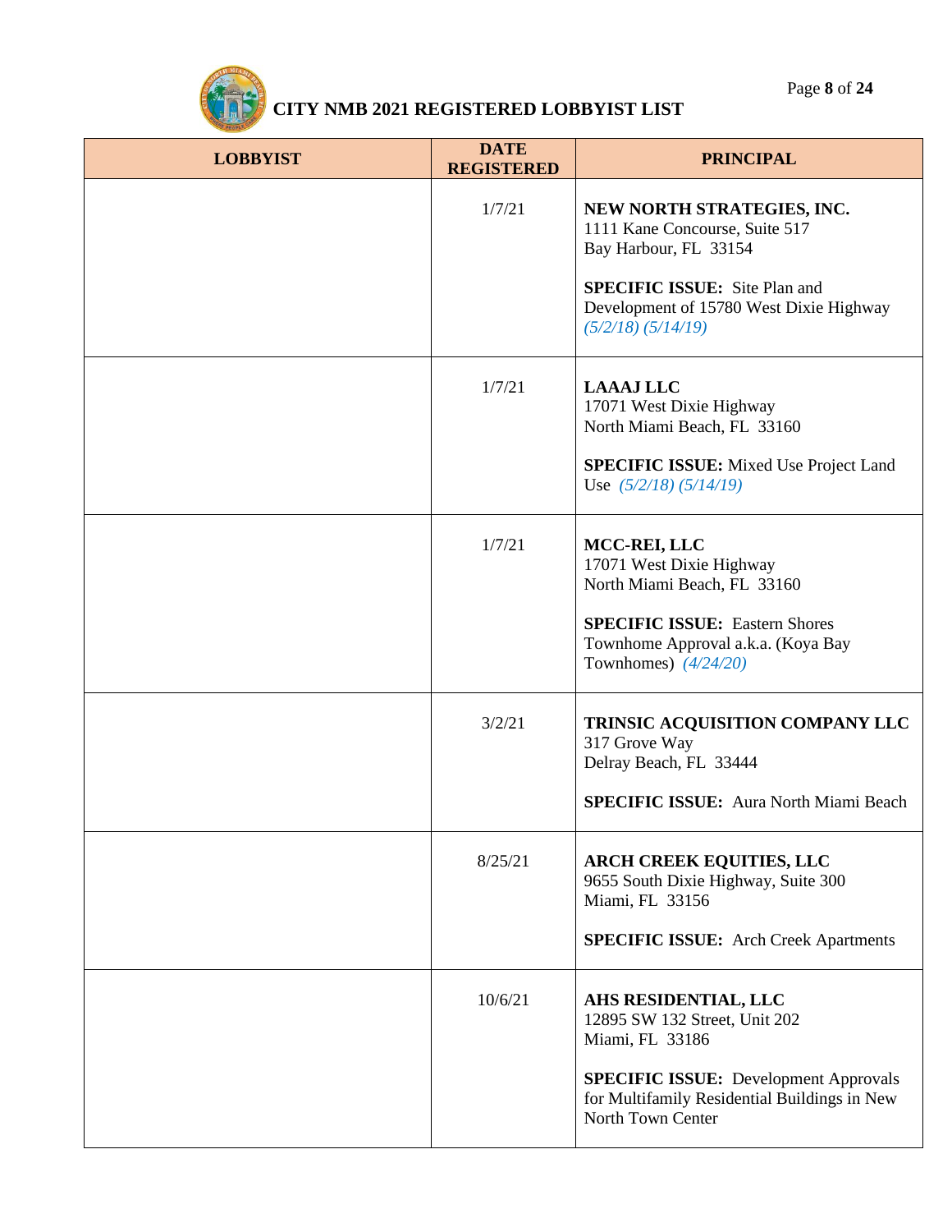# CITY NMB 2021 REGISTERED LOBBYIST LIST

| LOBBYIST | DATE REGISTERED | PRINCIPAL |
|---|---|---|
| | 1/7/21 | **NEW NORTH STRATEGIES, INC.**<br>1111 Kane Concourse, Suite 517<br>Bay Harbour, FL 33154<br><br>**SPECIFIC ISSUE:** Site Plan and Development of 15780 West Dixie Highway *(5/2/18) (5/14/19)* |
| | 1/7/21 | **LAAAJ LLC**<br>17071 West Dixie Highway<br>North Miami Beach, FL 33160<br><br>**SPECIFIC ISSUE:** Mixed Use Project Land Use *(5/2/18) (5/14/19)* |
| | 1/7/21 | **MCC-REI, LLC**<br>17071 West Dixie Highway<br>North Miami Beach, FL 33160<br><br>**SPECIFIC ISSUE:** Eastern Shores Townhome Approval a.k.a. (Koya Bay Townhomes) *(4/24/20)* |
| | 3/2/21 | **TRINSIC ACQUISITION COMPANY LLC**<br>317 Grove Way<br>Delray Beach, FL 33444<br><br>**SPECIFIC ISSUE:** Aura North Miami Beach |
| | 8/25/21 | **ARCH CREEK EQUITIES, LLC**<br>9655 South Dixie Highway, Suite 300<br>Miami, FL 33156<br><br>**SPECIFIC ISSUE:** Arch Creek Apartments |
| | 10/6/21 | **AHS RESIDENTIAL, LLC**<br>12895 SW 132 Street, Unit 202<br>Miami, FL 33186<br><br>**SPECIFIC ISSUE:** Development Approvals for Multifamily Residential Buildings in New North Town Center |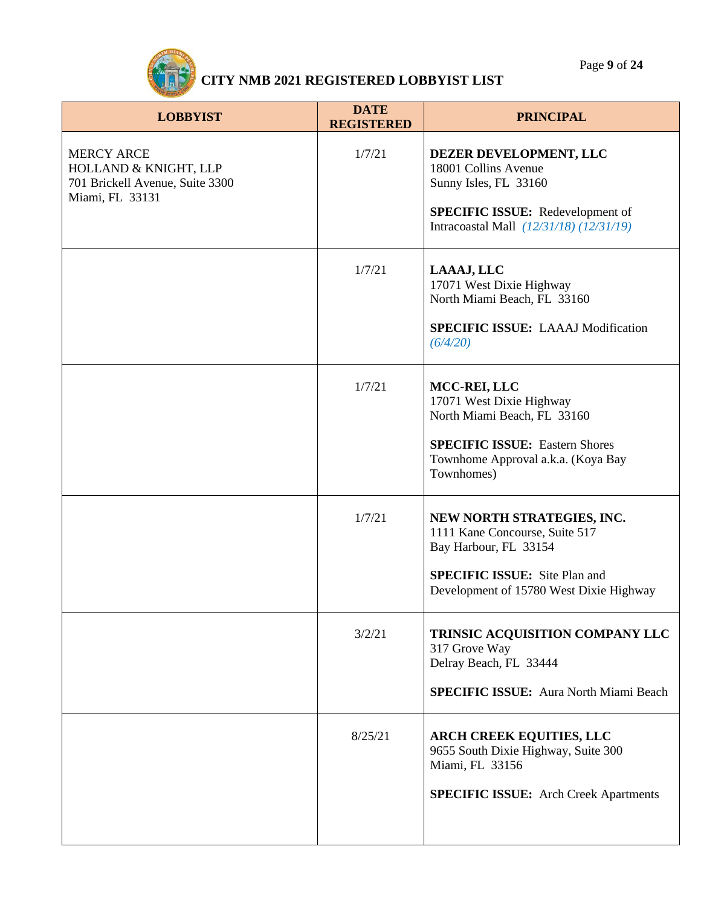# CITY NMB 2021 REGISTERED LOBBYIST LIST

| LOBBYIST | DATE REGISTERED | PRINCIPAL |
|---|---|---|
| MERCY ARCE<br>HOLLAND & KNIGHT, LLP<br>701 Brickell Avenue, Suite 3300<br>Miami, FL 33131 | 1/7/21 | **DEZER DEVELOPMENT, LLC**<br>18001 Collins Avenue<br>Sunny Isles, FL 33160<br><br>**SPECIFIC ISSUE:** Redevelopment of Intracoastal Mall *(12/31/18) (12/31/19)* |
| | 1/7/21 | **LAAAJ, LLC**<br>17071 West Dixie Highway<br>North Miami Beach, FL 33160<br><br>**SPECIFIC ISSUE:** LAAAJ Modification *(6/4/20)* |
| | 1/7/21 | **MCC-REI, LLC**<br>17071 West Dixie Highway<br>North Miami Beach, FL 33160<br><br>**SPECIFIC ISSUE:** Eastern Shores Townhome Approval a.k.a. (Koya Bay Townhomes) |
| | 1/7/21 | **NEW NORTH STRATEGIES, INC.**<br>1111 Kane Concourse, Suite 517<br>Bay Harbour, FL 33154<br><br>**SPECIFIC ISSUE:** Site Plan and Development of 15780 West Dixie Highway |
| | 3/2/21 | **TRINSIC ACQUISITION COMPANY LLC**<br>317 Grove Way<br>Delray Beach, FL 33444<br><br>**SPECIFIC ISSUE:** Aura North Miami Beach |
| | 8/25/21 | **ARCH CREEK EQUITIES, LLC**<br>9655 South Dixie Highway, Suite 300<br>Miami, FL 33156<br><br>**SPECIFIC ISSUE:** Arch Creek Apartments |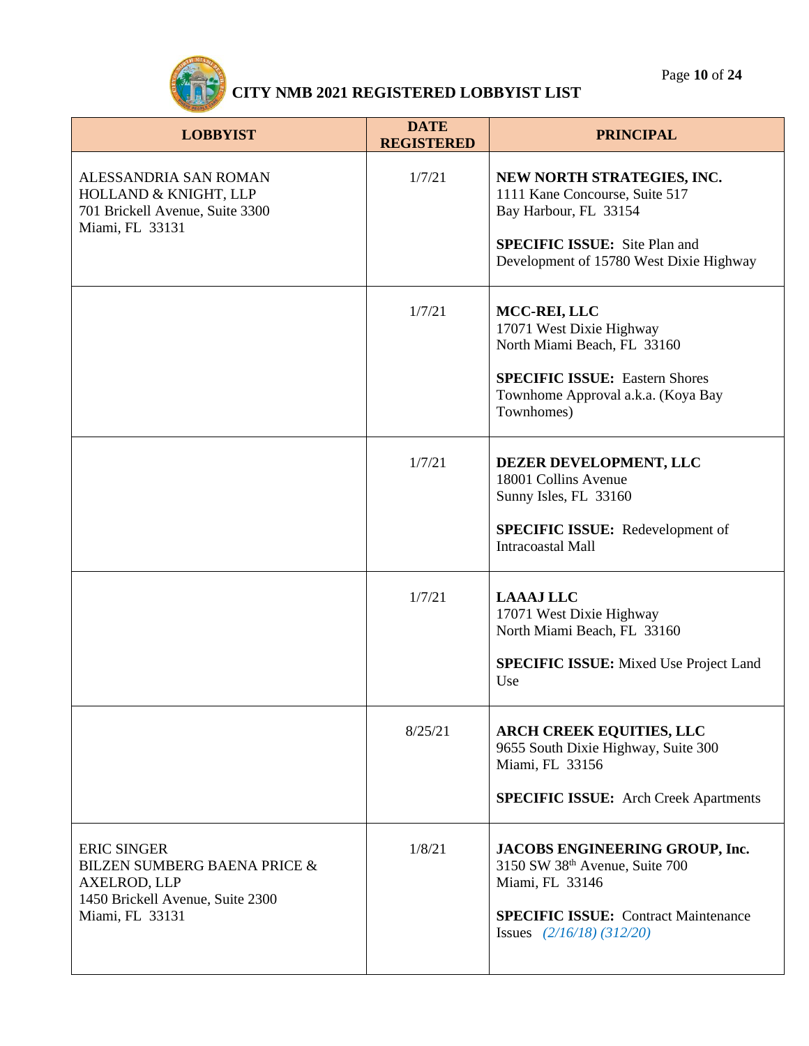# CITY NMB 2021 REGISTERED LOBBYIST LIST

| LOBBYIST | DATE REGISTERED | PRINCIPAL |
|---|---|---|
| ALESSANDRIA SAN ROMAN<br>HOLLAND & KNIGHT, LLP<br>701 Brickell Avenue, Suite 3300<br>Miami, FL 33131 | 1/7/21 | **NEW NORTH STRATEGIES, INC.**<br>1111 Kane Concourse, Suite 517<br>Bay Harbour, FL 33154<br>**SPECIFIC ISSUE:** Site Plan and Development of 15780 West Dixie Highway |
| | 1/7/21 | **MCC-REI, LLC**<br>17071 West Dixie Highway<br>North Miami Beach, FL 33160<br>**SPECIFIC ISSUE:** Eastern Shores Townhome Approval a.k.a. (Koya Bay Townhomes) |
| | 1/7/21 | **DEZER DEVELOPMENT, LLC**<br>18001 Collins Avenue<br>Sunny Isles, FL 33160<br>**SPECIFIC ISSUE:** Redevelopment of Intracoastal Mall |
| | 1/7/21 | **LAAAJ LLC**<br>17071 West Dixie Highway<br>North Miami Beach, FL 33160<br>**SPECIFIC ISSUE:** Mixed Use Project Land Use |
| | 8/25/21 | **ARCH CREEK EQUITIES, LLC**<br>9655 South Dixie Highway, Suite 300<br>Miami, FL 33156<br>**SPECIFIC ISSUE:** Arch Creek Apartments |
| ERIC SINGER<br>BILZEN SUMBERG BAENA PRICE & AXELROD, LLP<br>1450 Brickell Avenue, Suite 2300<br>Miami, FL 33131 | 1/8/21 | **JACOBS ENGINEERING GROUP, Inc.**<br>3150 SW 38th Avenue, Suite 700<br>Miami, FL 33146<br>**SPECIFIC ISSUE:** Contract Maintenance Issues *(2/16/18) (312/20)* |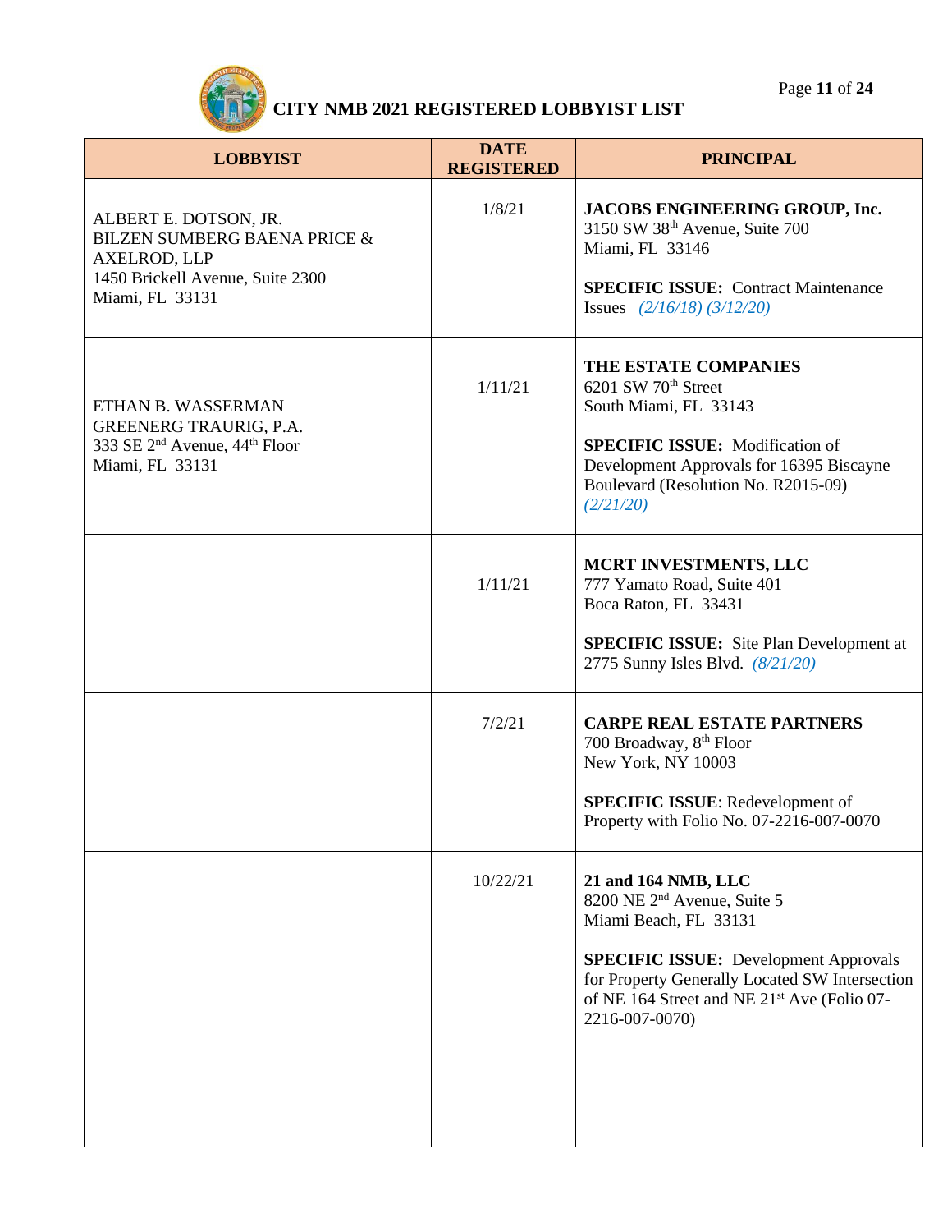# CITY NMB 2021 REGISTERED LOBBYIST LIST

| LOBBYIST | DATE REGISTERED | PRINCIPAL |
|---|---|---|
| ALBERT E. DOTSON, JR.<br>BILZEN SUMBERG BAENA PRICE & AXELROD, LLP<br>1450 Brickell Avenue, Suite 2300<br>Miami, FL 33131 | 1/8/21 | **JACOBS ENGINEERING GROUP, Inc.**<br>3150 SW 38th Avenue, Suite 700<br>Miami, FL 33146<br><br>**SPECIFIC ISSUE:** Contract Maintenance Issues *(2/16/18) (3/12/20)* |
| ETHAN B. WASSERMAN<br>GREENERG TRAURIG, P.A.<br>333 SE 2nd Avenue, 44th Floor<br>Miami, FL 33131 | 1/11/21 | **THE ESTATE COMPANIES**<br>6201 SW 70th Street<br>South Miami, FL 33143<br><br>**SPECIFIC ISSUE:** Modification of Development Approvals for 16395 Biscayne Boulevard (Resolution No. R2015-09) *(2/21/20)* |
| | 1/11/21 | **MCRT INVESTMENTS, LLC**<br>777 Yamato Road, Suite 401<br>Boca Raton, FL 33431<br><br>**SPECIFIC ISSUE:** Site Plan Development at 2775 Sunny Isles Blvd. *(8/21/20)* |
| | 7/2/21 | **CARPE REAL ESTATE PARTNERS**<br>700 Broadway, 8th Floor<br>New York, NY 10003<br><br>**SPECIFIC ISSUE**: Redevelopment of Property with Folio No. 07-2216-007-0070 |
| | 10/22/21 | **21 and 164 NMB, LLC**<br>8200 NE 2nd Avenue, Suite 5<br>Miami Beach, FL 33131<br><br>**SPECIFIC ISSUE:** Development Approvals for Property Generally Located SW Intersection of NE 164 Street and NE 21st Ave (Folio 07-2216-007-0070) |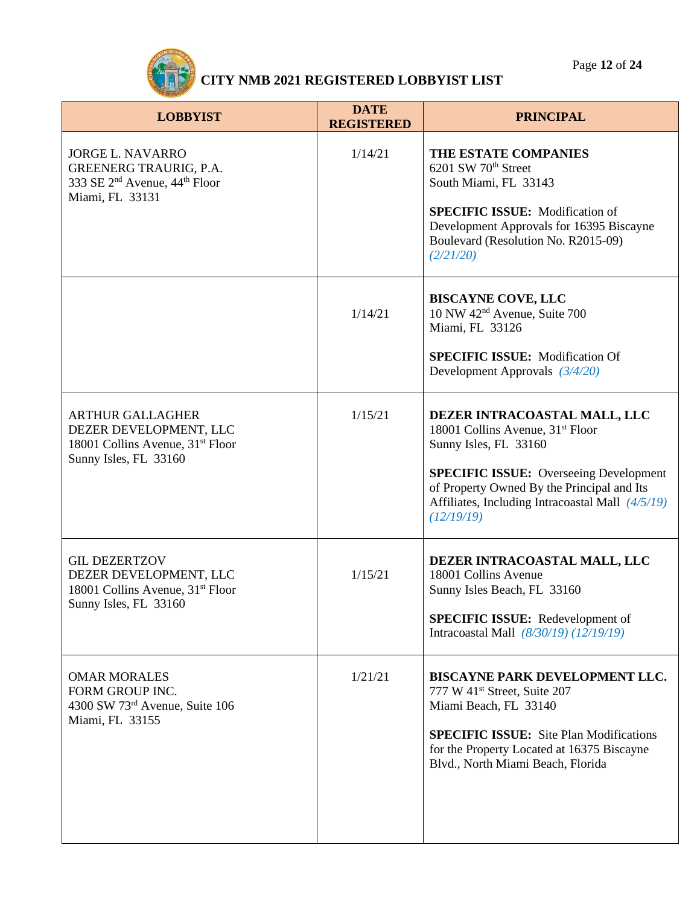# CITY NMB 2021 REGISTERED LOBBYIST LIST

| LOBBYIST | DATE REGISTERED | PRINCIPAL |
|---|---|---|
| JORGE L. NAVARRO<br>GREENERG TRAURIG, P.A.<br>333 SE 2nd Avenue, 44th Floor<br>Miami, FL 33131 | 1/14/21 | **THE ESTATE COMPANIES**<br>6201 SW 70th Street<br>South Miami, FL 33143<br><br>**SPECIFIC ISSUE:** Modification of Development Approvals for 16395 Biscayne Boulevard (Resolution No. R2015-09) *(2/21/20)* |
| | 1/14/21 | **BISCAYNE COVE, LLC**<br>10 NW 42nd Avenue, Suite 700<br>Miami, FL 33126<br><br>**SPECIFIC ISSUE:** Modification Of Development Approvals *(3/4/20)* |
| ARTHUR GALLAGHER<br>DEZER DEVELOPMENT, LLC<br>18001 Collins Avenue, 31st Floor<br>Sunny Isles, FL 33160 | 1/15/21 | **DEZER INTRACOASTAL MALL, LLC**<br>18001 Collins Avenue, 31st Floor<br>Sunny Isles, FL 33160<br><br>**SPECIFIC ISSUE:** Overseeing Development of Property Owned By the Principal and Its Affiliates, Including Intracoastal Mall *(4/5/19) (12/19/19)* |
| GIL DEZERTZOV<br>DEZER DEVELOPMENT, LLC<br>18001 Collins Avenue, 31st Floor<br>Sunny Isles, FL 33160 | 1/15/21 | **DEZER INTRACOASTAL MALL, LLC**<br>18001 Collins Avenue<br>Sunny Isles Beach, FL 33160<br><br>**SPECIFIC ISSUE:** Redevelopment of Intracoastal Mall *(8/30/19) (12/19/19)* |
| OMAR MORALES<br>FORM GROUP INC.<br>4300 SW 73rd Avenue, Suite 106<br>Miami, FL 33155 | 1/21/21 | **BISCAYNE PARK DEVELOPMENT LLC.**<br>777 W 41st Street, Suite 207<br>Miami Beach, FL 33140<br><br>**SPECIFIC ISSUE:** Site Plan Modifications for the Property Located at 16375 Biscayne Blvd., North Miami Beach, Florida |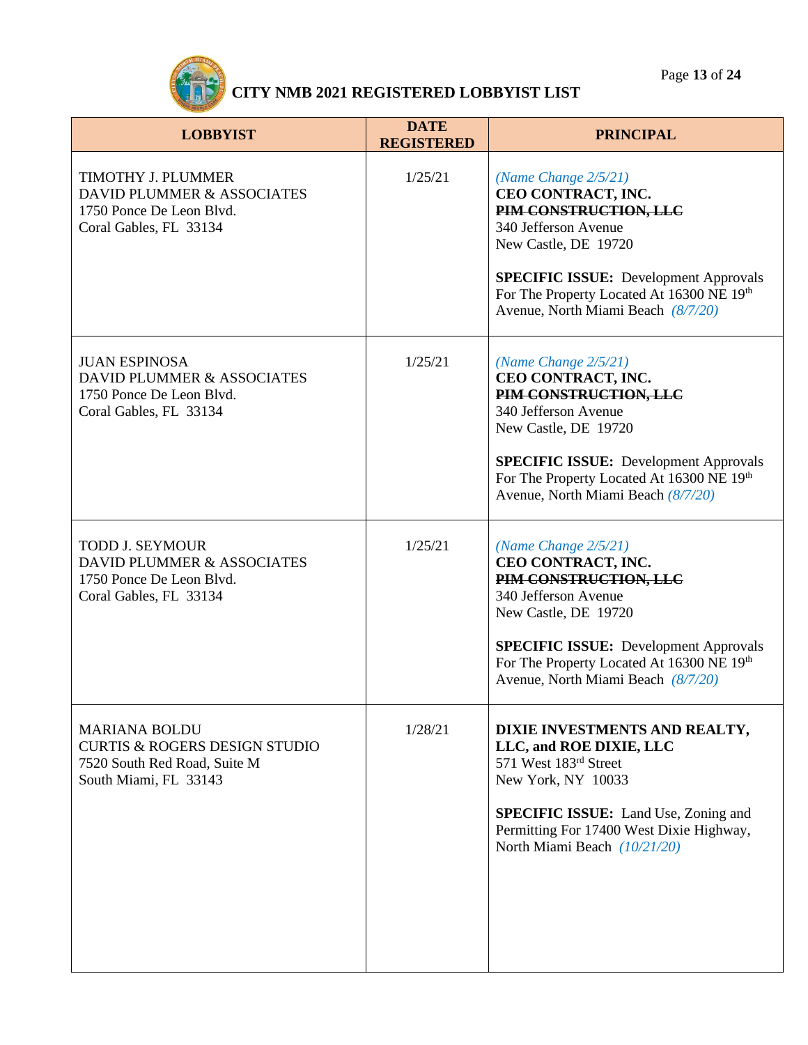# CITY NMB 2021 REGISTERED LOBBYIST LIST

| LOBBYIST | DATE REGISTERED | PRINCIPAL |
|---|---|---|
| TIMOTHY J. PLUMMER<br>DAVID PLUMMER & ASSOCIATES<br>1750 Ponce De Leon Blvd.<br>Coral Gables, FL 33134 | 1/25/21 | *(Name Change 2/5/21)*<br>**CEO CONTRACT, INC.**<br>~~**PIM CONSTRUCTION, LLC**~~<br>340 Jefferson Avenue<br>New Castle, DE 19720<br><br>**SPECIFIC ISSUE:** Development Approvals For The Property Located At 16300 NE 19th Avenue, North Miami Beach *(8/7/20)* |
| JUAN ESPINOSA<br>DAVID PLUMMER & ASSOCIATES<br>1750 Ponce De Leon Blvd.<br>Coral Gables, FL 33134 | 1/25/21 | *(Name Change 2/5/21)*<br>**CEO CONTRACT, INC.**<br>~~**PIM CONSTRUCTION, LLC**~~<br>340 Jefferson Avenue<br>New Castle, DE 19720<br><br>**SPECIFIC ISSUE:** Development Approvals For The Property Located At 16300 NE 19th Avenue, North Miami Beach *(8/7/20)* |
| TODD J. SEYMOUR<br>DAVID PLUMMER & ASSOCIATES<br>1750 Ponce De Leon Blvd.<br>Coral Gables, FL 33134 | 1/25/21 | *(Name Change 2/5/21)*<br>**CEO CONTRACT, INC.**<br>~~**PIM CONSTRUCTION, LLC**~~<br>340 Jefferson Avenue<br>New Castle, DE 19720<br><br>**SPECIFIC ISSUE:** Development Approvals For The Property Located At 16300 NE 19th Avenue, North Miami Beach *(8/7/20)* |
| MARIANA BOLDU<br>CURTIS & ROGERS DESIGN STUDIO<br>7520 South Red Road, Suite M<br>South Miami, FL 33143 | 1/28/21 | **DIXIE INVESTMENTS AND REALTY, LLC, and ROE DIXIE, LLC**<br>571 West 183rd Street<br>New York, NY 10033<br><br>**SPECIFIC ISSUE:** Land Use, Zoning and Permitting For 17400 West Dixie Highway, North Miami Beach *(10/21/20)* |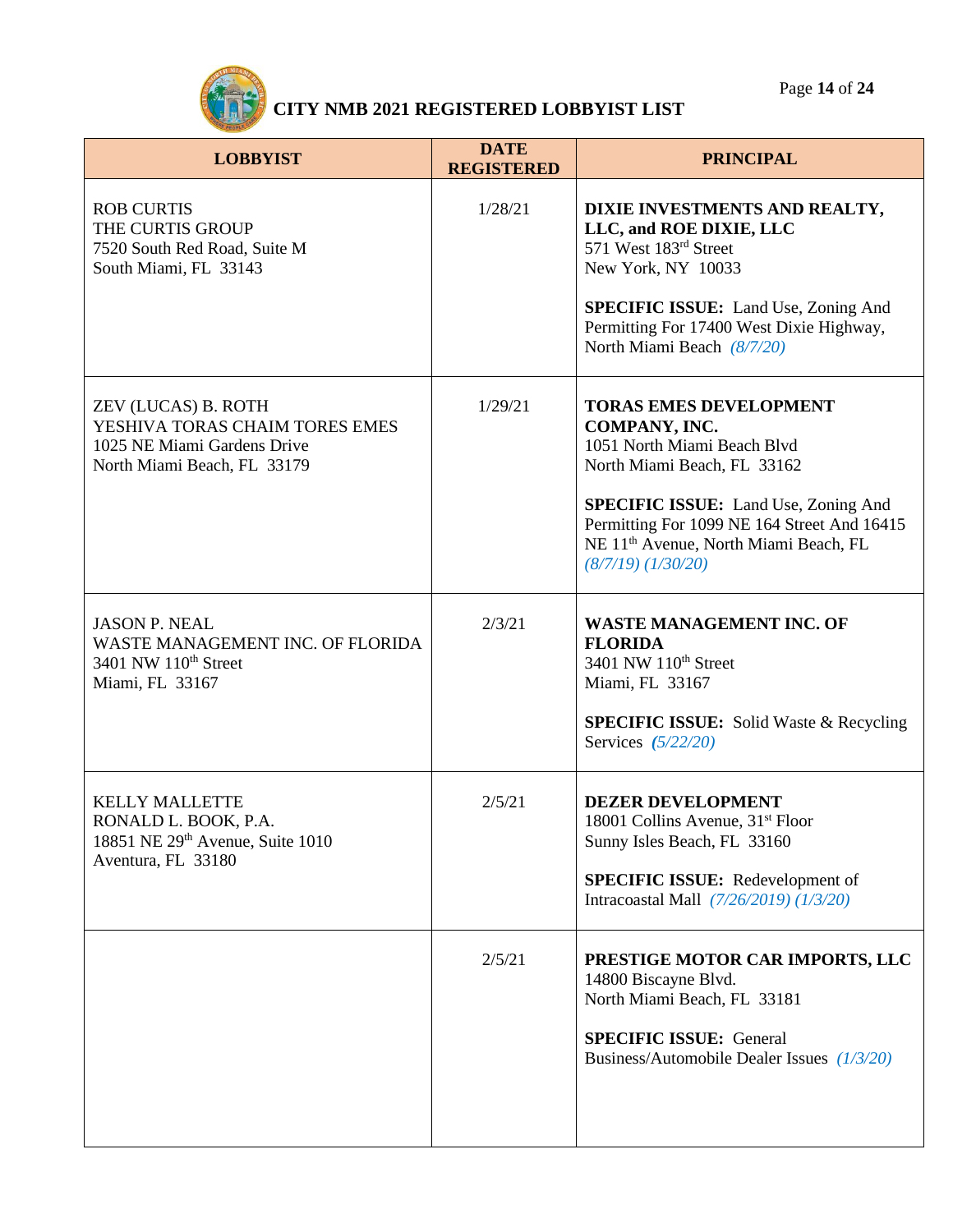# CITY NMB 2021 REGISTERED LOBBYIST LIST

| LOBBYIST | DATE REGISTERED | PRINCIPAL |
|---|---|---|
| ROB CURTIS<br>THE CURTIS GROUP<br>7520 South Red Road, Suite M<br>South Miami, FL 33143 | 1/28/21 | **DIXIE INVESTMENTS AND REALTY, LLC, and ROE DIXIE, LLC**<br>571 West 183rd Street<br>New York, NY 10033<br><br>**SPECIFIC ISSUE:** Land Use, Zoning And Permitting For 17400 West Dixie Highway, North Miami Beach *(8/7/20)* |
| ZEV (LUCAS) B. ROTH<br>YESHIVA TORAS CHAIM TORES EMES<br>1025 NE Miami Gardens Drive<br>North Miami Beach, FL 33179 | 1/29/21 | **TORAS EMES DEVELOPMENT COMPANY, INC.**<br>1051 North Miami Beach Blvd<br>North Miami Beach, FL 33162<br><br>**SPECIFIC ISSUE:** Land Use, Zoning And Permitting For 1099 NE 164 Street And 16415 NE 11th Avenue, North Miami Beach, FL *(8/7/19) (1/30/20)* |
| JASON P. NEAL<br>WASTE MANAGEMENT INC. OF FLORIDA<br>3401 NW 110th Street<br>Miami, FL 33167 | 2/3/21 | **WASTE MANAGEMENT INC. OF FLORIDA**<br>3401 NW 110th Street<br>Miami, FL 33167<br><br>**SPECIFIC ISSUE:** Solid Waste & Recycling Services *(5/22/20)* |
| KELLY MALLETTE<br>RONALD L. BOOK, P.A.<br>18851 NE 29th Avenue, Suite 1010<br>Aventura, FL 33180 | 2/5/21 | **DEZER DEVELOPMENT**<br>18001 Collins Avenue, 31st Floor<br>Sunny Isles Beach, FL 33160<br><br>**SPECIFIC ISSUE:** Redevelopment of Intracoastal Mall *(7/26/2019) (1/3/20)* |
| | 2/5/21 | **PRESTIGE MOTOR CAR IMPORTS, LLC**<br>14800 Biscayne Blvd.<br>North Miami Beach, FL 33181<br><br>**SPECIFIC ISSUE:** General Business/Automobile Dealer Issues *(1/3/20)* |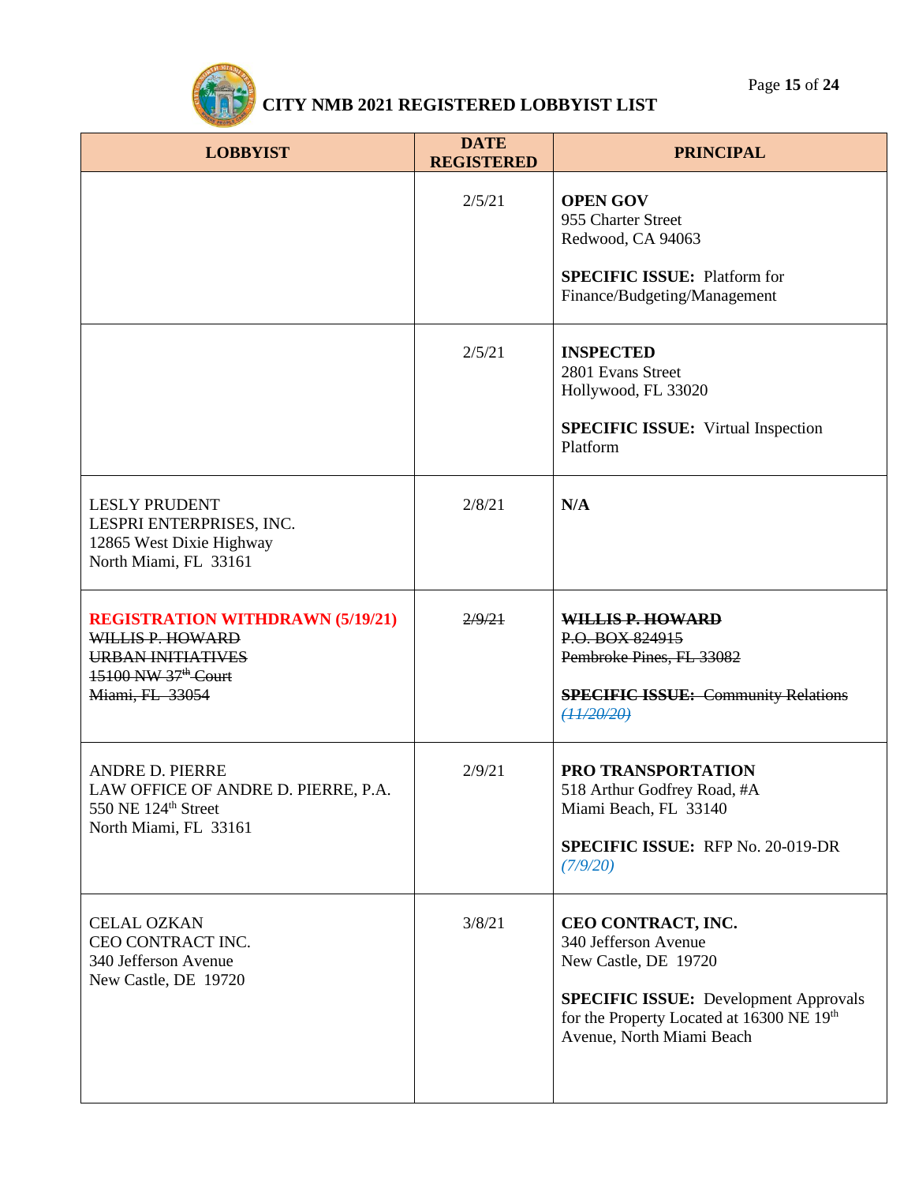# CITY NMB 2021 REGISTERED LOBBYIST LIST

| LOBBYIST | DATE REGISTERED | PRINCIPAL |
|---|---|---|
| | 2/5/21 | **OPEN GOV**<br>955 Charter Street<br>Redwood, CA 94063<br><br>**SPECIFIC ISSUE:** Platform for Finance/Budgeting/Management |
| | 2/5/21 | **INSPECTED**<br>2801 Evans Street<br>Hollywood, FL 33020<br><br>**SPECIFIC ISSUE:** Virtual Inspection Platform |
| LESLY PRUDENT<br>LESPRI ENTERPRISES, INC.<br>12865 West Dixie Highway<br>North Miami, FL 33161 | 2/8/21 | **N/A** |
| **REGISTRATION WITHDRAWN (5/19/21)**<br>~~WILLIS P. HOWARD~~<br>~~URBAN INITIATIVES~~<br>~~15100 NW 37th Court~~<br>~~Miami, FL 33054~~ | ~~2/9/21~~ | ~~**WILLIS P. HOWARD**~~<br>~~P.O. BOX 824915~~<br>~~Pembroke Pines, FL 33082~~<br><br>~~**SPECIFIC ISSUE:** Community Relations~~ ~~*(11/20/20)*~~ |
| ANDRE D. PIERRE<br>LAW OFFICE OF ANDRE D. PIERRE, P.A.<br>550 NE 124th Street<br>North Miami, FL 33161 | 2/9/21 | **PRO TRANSPORTATION**<br>518 Arthur Godfrey Road, #A<br>Miami Beach, FL 33140<br><br>**SPECIFIC ISSUE:** RFP No. 20-019-DR *(7/9/20)* |
| CELAL OZKAN<br>CEO CONTRACT INC.<br>340 Jefferson Avenue<br>New Castle, DE 19720 | 3/8/21 | **CEO CONTRACT, INC.**<br>340 Jefferson Avenue<br>New Castle, DE 19720<br><br>**SPECIFIC ISSUE:** Development Approvals for the Property Located at 16300 NE 19th Avenue, North Miami Beach |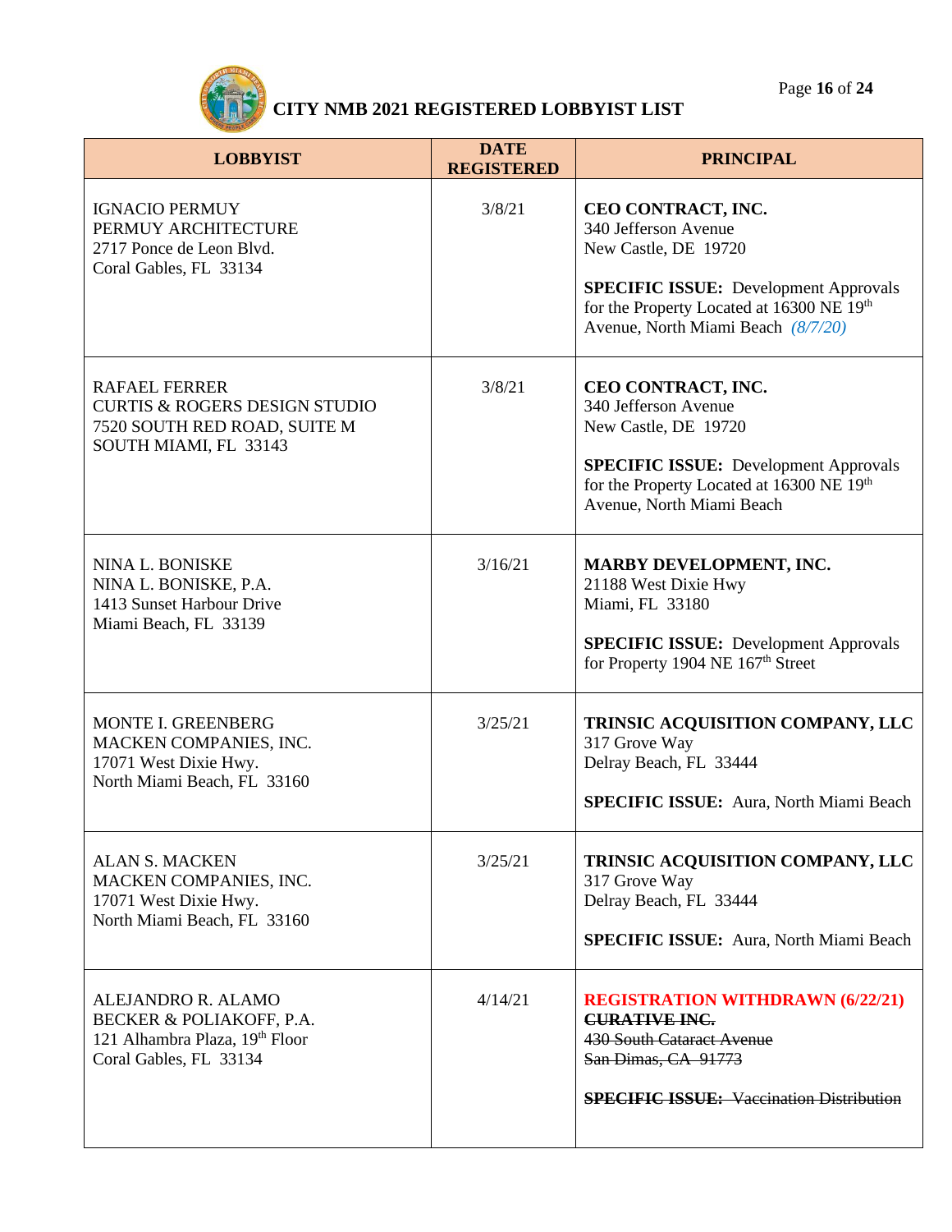# CITY NMB 2021 REGISTERED LOBBYIST LIST

| LOBBYIST | DATE REGISTERED | PRINCIPAL |
|---|---|---|
| IGNACIO PERMUY<br>PERMUY ARCHITECTURE<br>2717 Ponce de Leon Blvd.<br>Coral Gables, FL 33134 | 3/8/21 | **CEO CONTRACT, INC.**<br>340 Jefferson Avenue<br>New Castle, DE 19720<br><br>**SPECIFIC ISSUE:** Development Approvals for the Property Located at 16300 NE 19th Avenue, North Miami Beach *(8/7/20)* |
| RAFAEL FERRER<br>CURTIS & ROGERS DESIGN STUDIO<br>7520 SOUTH RED ROAD, SUITE M<br>SOUTH MIAMI, FL 33143 | 3/8/21 | **CEO CONTRACT, INC.**<br>340 Jefferson Avenue<br>New Castle, DE 19720<br><br>**SPECIFIC ISSUE:** Development Approvals for the Property Located at 16300 NE 19th Avenue, North Miami Beach |
| NINA L. BONISKE<br>NINA L. BONISKE, P.A.<br>1413 Sunset Harbour Drive<br>Miami Beach, FL 33139 | 3/16/21 | **MARBY DEVELOPMENT, INC.**<br>21188 West Dixie Hwy<br>Miami, FL 33180<br><br>**SPECIFIC ISSUE:** Development Approvals for Property 1904 NE 167th Street |
| MONTE I. GREENBERG<br>MACKEN COMPANIES, INC.<br>17071 West Dixie Hwy.<br>North Miami Beach, FL 33160 | 3/25/21 | **TRINSIC ACQUISITION COMPANY, LLC**<br>317 Grove Way<br>Delray Beach, FL 33444<br><br>**SPECIFIC ISSUE:** Aura, North Miami Beach |
| ALAN S. MACKEN<br>MACKEN COMPANIES, INC.<br>17071 West Dixie Hwy.<br>North Miami Beach, FL 33160 | 3/25/21 | **TRINSIC ACQUISITION COMPANY, LLC**<br>317 Grove Way<br>Delray Beach, FL 33444<br><br>**SPECIFIC ISSUE:** Aura, North Miami Beach |
| ALEJANDRO R. ALAMO<br>BECKER & POLIAKOFF, P.A.<br>121 Alhambra Plaza, 19th Floor<br>Coral Gables, FL 33134 | 4/14/21 | **REGISTRATION WITHDRAWN (6/22/21)**<br>~~**CURATIVE INC.**~~<br>~~430 South Cataract Avenue~~<br>~~San Dimas, CA 91773~~<br><br>~~**SPECIFIC ISSUE:** Vaccination Distribution~~ |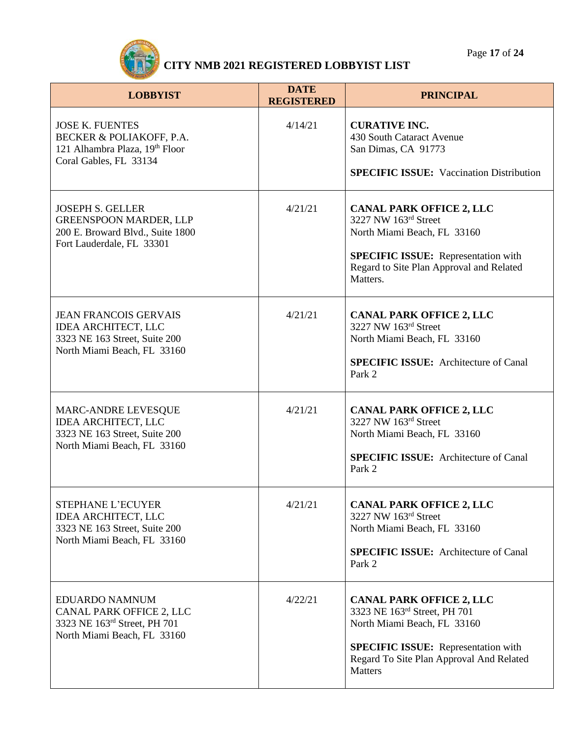# CITY NMB 2021 REGISTERED LOBBYIST LIST

| LOBBYIST | DATE REGISTERED | PRINCIPAL |
|---|---|---|
| JOSE K. FUENTES<br>BECKER & POLIAKOFF, P.A.<br>121 Alhambra Plaza, 19th Floor<br>Coral Gables, FL 33134 | 4/14/21 | **CURATIVE INC.**<br>430 South Cataract Avenue<br>San Dimas, CA 91773<br><br>**SPECIFIC ISSUE:** Vaccination Distribution |
| JOSEPH S. GELLER<br>GREENSPOON MARDER, LLP<br>200 E. Broward Blvd., Suite 1800<br>Fort Lauderdale, FL 33301 | 4/21/21 | **CANAL PARK OFFICE 2, LLC**<br>3227 NW 163rd Street<br>North Miami Beach, FL 33160<br><br>**SPECIFIC ISSUE:** Representation with Regard to Site Plan Approval and Related Matters. |
| JEAN FRANCOIS GERVAIS<br>IDEA ARCHITECT, LLC<br>3323 NE 163 Street, Suite 200<br>North Miami Beach, FL 33160 | 4/21/21 | **CANAL PARK OFFICE 2, LLC**<br>3227 NW 163rd Street<br>North Miami Beach, FL 33160<br><br>**SPECIFIC ISSUE:** Architecture of Canal Park 2 |
| MARC-ANDRE LEVESQUE<br>IDEA ARCHITECT, LLC<br>3323 NE 163 Street, Suite 200<br>North Miami Beach, FL 33160 | 4/21/21 | **CANAL PARK OFFICE 2, LLC**<br>3227 NW 163rd Street<br>North Miami Beach, FL 33160<br><br>**SPECIFIC ISSUE:** Architecture of Canal Park 2 |
| STEPHANE L'ECUYER<br>IDEA ARCHITECT, LLC<br>3323 NE 163 Street, Suite 200<br>North Miami Beach, FL 33160 | 4/21/21 | **CANAL PARK OFFICE 2, LLC**<br>3227 NW 163rd Street<br>North Miami Beach, FL 33160<br><br>**SPECIFIC ISSUE:** Architecture of Canal Park 2 |
| EDUARDO NAMNUM<br>CANAL PARK OFFICE 2, LLC<br>3323 NE 163rd Street, PH 701<br>North Miami Beach, FL 33160 | 4/22/21 | **CANAL PARK OFFICE 2, LLC**<br>3323 NE 163rd Street, PH 701<br>North Miami Beach, FL 33160<br><br>**SPECIFIC ISSUE:** Representation with Regard To Site Plan Approval And Related Matters |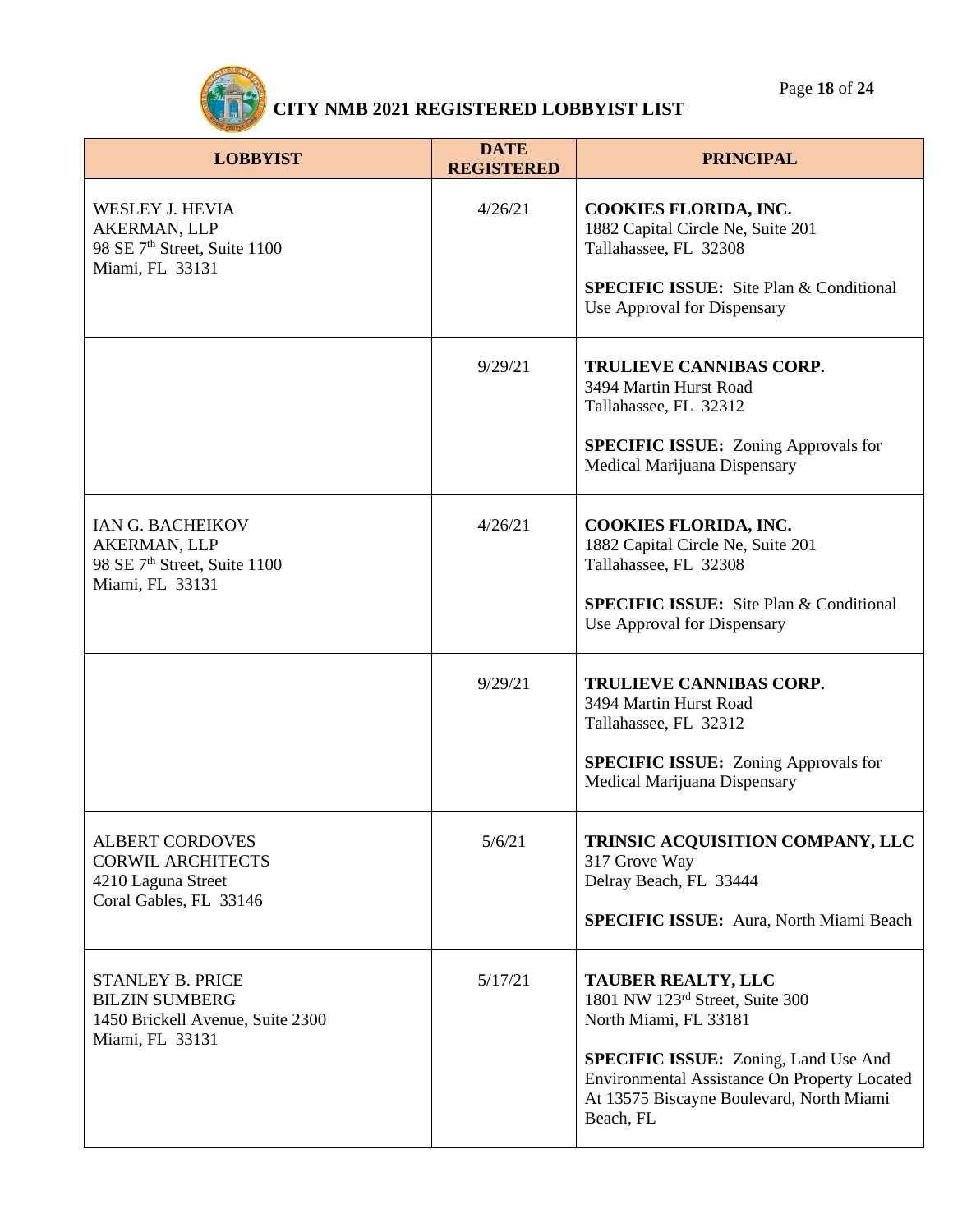# CITY NMB 2021 REGISTERED LOBBYIST LIST

| LOBBYIST | DATE REGISTERED | PRINCIPAL |
|---|---|---|
| WESLEY J. HEVIA<br>AKERMAN, LLP<br>98 SE 7th Street, Suite 1100<br>Miami, FL 33131 | 4/26/21 | **COOKIES FLORIDA, INC.**<br>1882 Capital Circle Ne, Suite 201<br>Tallahassee, FL 32308<br><br>**SPECIFIC ISSUE:** Site Plan & Conditional Use Approval for Dispensary |
| | 9/29/21 | **TRULIEVE CANNIBAS CORP.**<br>3494 Martin Hurst Road<br>Tallahassee, FL 32312<br><br>**SPECIFIC ISSUE:** Zoning Approvals for Medical Marijuana Dispensary |
| IAN G. BACHEIKOV<br>AKERMAN, LLP<br>98 SE 7th Street, Suite 1100<br>Miami, FL 33131 | 4/26/21 | **COOKIES FLORIDA, INC.**<br>1882 Capital Circle Ne, Suite 201<br>Tallahassee, FL 32308<br><br>**SPECIFIC ISSUE:** Site Plan & Conditional Use Approval for Dispensary |
| | 9/29/21 | **TRULIEVE CANNIBAS CORP.**<br>3494 Martin Hurst Road<br>Tallahassee, FL 32312<br><br>**SPECIFIC ISSUE:** Zoning Approvals for Medical Marijuana Dispensary |
| ALBERT CORDOVES<br>CORWIL ARCHITECTS<br>4210 Laguna Street<br>Coral Gables, FL 33146 | 5/6/21 | **TRINSIC ACQUISITION COMPANY, LLC**<br>317 Grove Way<br>Delray Beach, FL 33444<br><br>**SPECIFIC ISSUE:** Aura, North Miami Beach |
| STANLEY B. PRICE<br>BILZIN SUMBERG<br>1450 Brickell Avenue, Suite 2300<br>Miami, FL 33131 | 5/17/21 | **TAUBER REALTY, LLC**<br>1801 NW 123rd Street, Suite 300<br>North Miami, FL 33181<br><br>**SPECIFIC ISSUE:** Zoning, Land Use And Environmental Assistance On Property Located At 13575 Biscayne Boulevard, North Miami Beach, FL |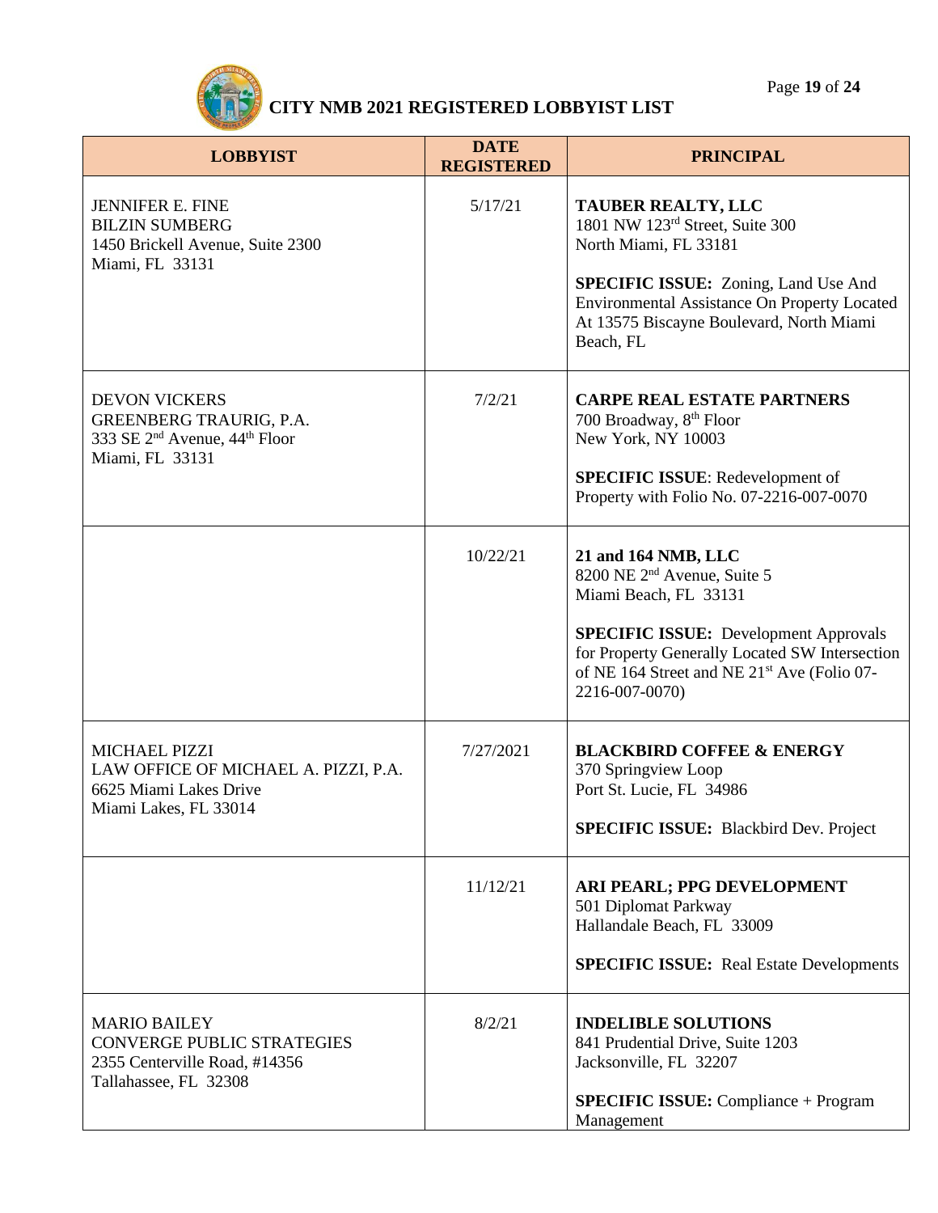# CITY NMB 2021 REGISTERED LOBBYIST LIST

| LOBBYIST | DATE REGISTERED | PRINCIPAL |
|---|---|---|
| JENNIFER E. FINE<br>BILZIN SUMBERG<br>1450 Brickell Avenue, Suite 2300<br>Miami, FL 33131 | 5/17/21 | **TAUBER REALTY, LLC**<br>1801 NW 123rd Street, Suite 300<br>North Miami, FL 33181<br><br>**SPECIFIC ISSUE:** Zoning, Land Use And Environmental Assistance On Property Located At 13575 Biscayne Boulevard, North Miami Beach, FL |
| DEVON VICKERS<br>GREENBERG TRAURIG, P.A.<br>333 SE 2nd Avenue, 44th Floor<br>Miami, FL 33131 | 7/2/21 | **CARPE REAL ESTATE PARTNERS**<br>700 Broadway, 8th Floor<br>New York, NY 10003<br><br>**SPECIFIC ISSUE**: Redevelopment of Property with Folio No. 07-2216-007-0070 |
| | 10/22/21 | **21 and 164 NMB, LLC**<br>8200 NE 2nd Avenue, Suite 5<br>Miami Beach, FL 33131<br><br>**SPECIFIC ISSUE:** Development Approvals for Property Generally Located SW Intersection of NE 164 Street and NE 21st Ave (Folio 07-2216-007-0070) |
| MICHAEL PIZZI<br>LAW OFFICE OF MICHAEL A. PIZZI, P.A.<br>6625 Miami Lakes Drive<br>Miami Lakes, FL 33014 | 7/27/2021 | **BLACKBIRD COFFEE & ENERGY**<br>370 Springview Loop<br>Port St. Lucie, FL 34986<br><br>**SPECIFIC ISSUE:** Blackbird Dev. Project |
| | 11/12/21 | **ARI PEARL; PPG DEVELOPMENT**<br>501 Diplomat Parkway<br>Hallandale Beach, FL 33009<br><br>**SPECIFIC ISSUE:** Real Estate Developments |
| MARIO BAILEY<br>CONVERGE PUBLIC STRATEGIES<br>2355 Centerville Road, #14356<br>Tallahassee, FL 32308 | 8/2/21 | **INDELIBLE SOLUTIONS**<br>841 Prudential Drive, Suite 1203<br>Jacksonville, FL 32207<br><br>**SPECIFIC ISSUE:** Compliance + Program Management |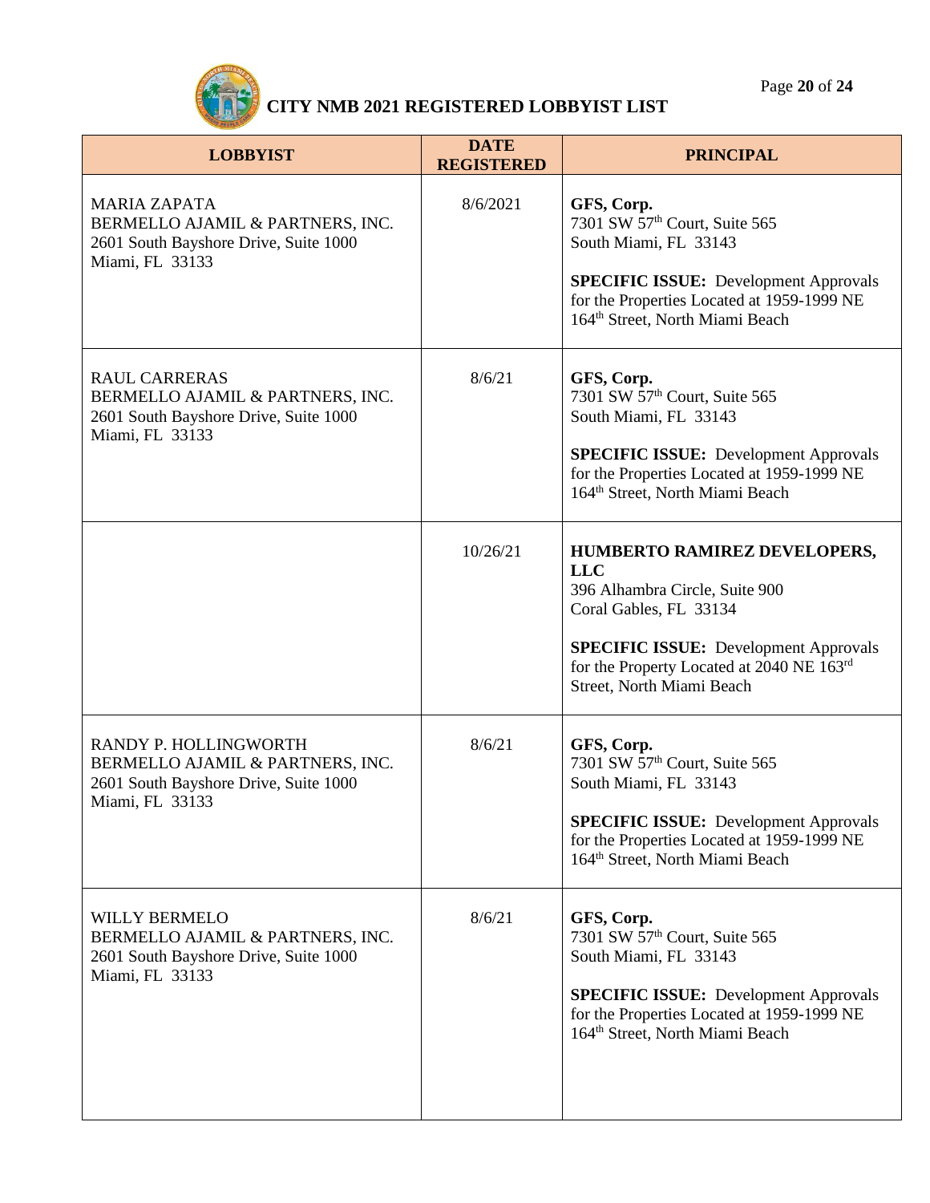# CITY NMB 2021 REGISTERED LOBBYIST LIST

| LOBBYIST | DATE REGISTERED | PRINCIPAL |
|---|---|---|
| MARIA ZAPATA<br>BERMELLO AJAMIL & PARTNERS, INC.<br>2601 South Bayshore Drive, Suite 1000<br>Miami, FL 33133 | 8/6/2021 | **GFS, Corp.**<br>7301 SW 57th Court, Suite 565<br>South Miami, FL 33143<br><br>**SPECIFIC ISSUE:** Development Approvals for the Properties Located at 1959-1999 NE 164th Street, North Miami Beach |
| RAUL CARRERAS<br>BERMELLO AJAMIL & PARTNERS, INC.<br>2601 South Bayshore Drive, Suite 1000<br>Miami, FL 33133 | 8/6/21 | **GFS, Corp.**<br>7301 SW 57th Court, Suite 565<br>South Miami, FL 33143<br><br>**SPECIFIC ISSUE:** Development Approvals for the Properties Located at 1959-1999 NE 164th Street, North Miami Beach |
| | 10/26/21 | **HUMBERTO RAMIREZ DEVELOPERS, LLC**<br>396 Alhambra Circle, Suite 900<br>Coral Gables, FL 33134<br><br>**SPECIFIC ISSUE:** Development Approvals for the Property Located at 2040 NE 163rd Street, North Miami Beach |
| RANDY P. HOLLINGWORTH<br>BERMELLO AJAMIL & PARTNERS, INC.<br>2601 South Bayshore Drive, Suite 1000<br>Miami, FL 33133 | 8/6/21 | **GFS, Corp.**<br>7301 SW 57th Court, Suite 565<br>South Miami, FL 33143<br><br>**SPECIFIC ISSUE:** Development Approvals for the Properties Located at 1959-1999 NE 164th Street, North Miami Beach |
| WILLY BERMELO<br>BERMELLO AJAMIL & PARTNERS, INC.<br>2601 South Bayshore Drive, Suite 1000<br>Miami, FL 33133 | 8/6/21 | **GFS, Corp.**<br>7301 SW 57th Court, Suite 565<br>South Miami, FL 33143<br><br>**SPECIFIC ISSUE:** Development Approvals for the Properties Located at 1959-1999 NE 164th Street, North Miami Beach |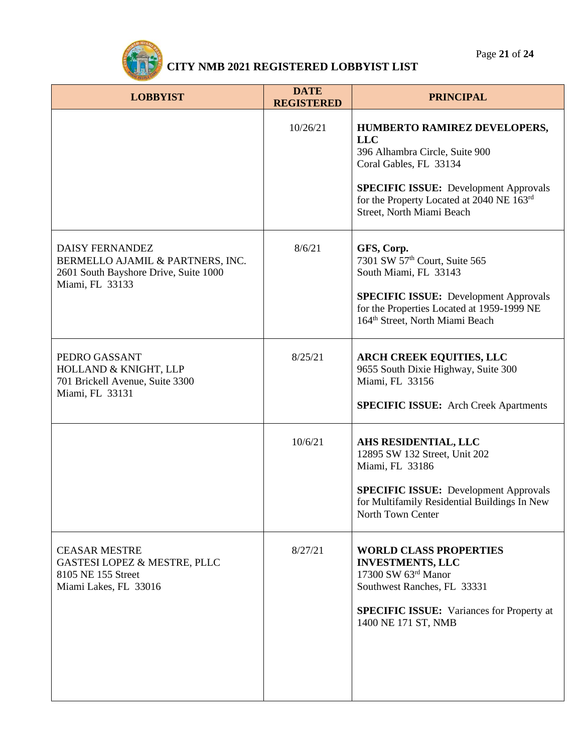# CITY NMB 2021 REGISTERED LOBBYIST LIST

| LOBBYIST | DATE REGISTERED | PRINCIPAL |
|---|---|---|
| | 10/26/21 | **HUMBERTO RAMIREZ DEVELOPERS, LLC**<br>396 Alhambra Circle, Suite 900<br>Coral Gables, FL 33134<br><br>**SPECIFIC ISSUE:** Development Approvals for the Property Located at 2040 NE 163rd Street, North Miami Beach |
| DAISY FERNANDEZ<br>BERMELLO AJAMIL & PARTNERS, INC.<br>2601 South Bayshore Drive, Suite 1000<br>Miami, FL 33133 | 8/6/21 | **GFS, Corp.**<br>7301 SW 57th Court, Suite 565<br>South Miami, FL 33143<br><br>**SPECIFIC ISSUE:** Development Approvals for the Properties Located at 1959-1999 NE 164th Street, North Miami Beach |
| PEDRO GASSANT<br>HOLLAND & KNIGHT, LLP<br>701 Brickell Avenue, Suite 3300<br>Miami, FL 33131 | 8/25/21 | **ARCH CREEK EQUITIES, LLC**<br>9655 South Dixie Highway, Suite 300<br>Miami, FL 33156<br><br>**SPECIFIC ISSUE:** Arch Creek Apartments |
| | 10/6/21 | **AHS RESIDENTIAL, LLC**<br>12895 SW 132 Street, Unit 202<br>Miami, FL 33186<br><br>**SPECIFIC ISSUE:** Development Approvals for Multifamily Residential Buildings In New North Town Center |
| CEASAR MESTRE<br>GASTESI LOPEZ & MESTRE, PLLC<br>8105 NE 155 Street<br>Miami Lakes, FL 33016 | 8/27/21 | **WORLD CLASS PROPERTIES INVESTMENTS, LLC**<br>17300 SW 63rd Manor<br>Southwest Ranches, FL 33331<br><br>**SPECIFIC ISSUE:** Variances for Property at 1400 NE 171 ST, NMB |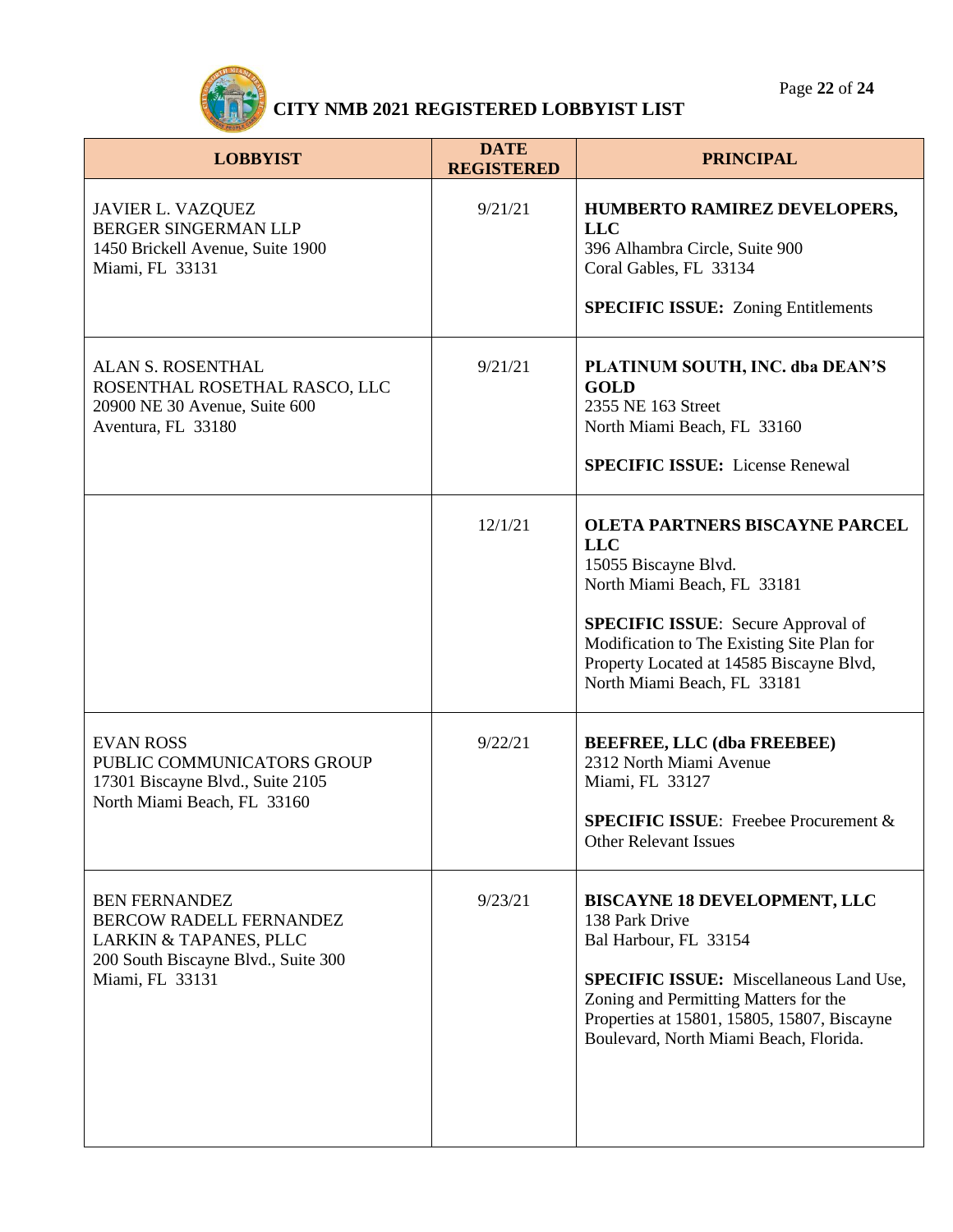# CITY NMB 2021 REGISTERED LOBBYIST LIST

| LOBBYIST | DATE REGISTERED | PRINCIPAL |
|---|---|---|
| JAVIER L. VAZQUEZ<br>BERGER SINGERMAN LLP<br>1450 Brickell Avenue, Suite 1900<br>Miami, FL 33131 | 9/21/21 | **HUMBERTO RAMIREZ DEVELOPERS, LLC**<br>396 Alhambra Circle, Suite 900<br>Coral Gables, FL 33134<br><br>**SPECIFIC ISSUE:** Zoning Entitlements |
| ALAN S. ROSENTHAL<br>ROSENTHAL ROSETHAL RASCO, LLC<br>20900 NE 30 Avenue, Suite 600<br>Aventura, FL 33180 | 9/21/21 | **PLATINUM SOUTH, INC. dba DEAN'S GOLD**<br>2355 NE 163 Street<br>North Miami Beach, FL 33160<br><br>**SPECIFIC ISSUE:** License Renewal |
| | 12/1/21 | **OLETA PARTNERS BISCAYNE PARCEL LLC**<br>15055 Biscayne Blvd.<br>North Miami Beach, FL 33181<br><br>**SPECIFIC ISSUE**: Secure Approval of Modification to The Existing Site Plan for Property Located at 14585 Biscayne Blvd, North Miami Beach, FL 33181 |
| EVAN ROSS<br>PUBLIC COMMUNICATORS GROUP<br>17301 Biscayne Blvd., Suite 2105<br>North Miami Beach, FL 33160 | 9/22/21 | **BEEFREE, LLC (dba FREEBEE)**<br>2312 North Miami Avenue<br>Miami, FL 33127<br><br>**SPECIFIC ISSUE**: Freebee Procurement & Other Relevant Issues |
| BEN FERNANDEZ<br>BERCOW RADELL FERNANDEZ LARKIN & TAPANES, PLLC<br>200 South Biscayne Blvd., Suite 300<br>Miami, FL 33131 | 9/23/21 | **BISCAYNE 18 DEVELOPMENT, LLC**<br>138 Park Drive<br>Bal Harbour, FL 33154<br><br>**SPECIFIC ISSUE:** Miscellaneous Land Use, Zoning and Permitting Matters for the Properties at 15801, 15805, 15807, Biscayne Boulevard, North Miami Beach, Florida. |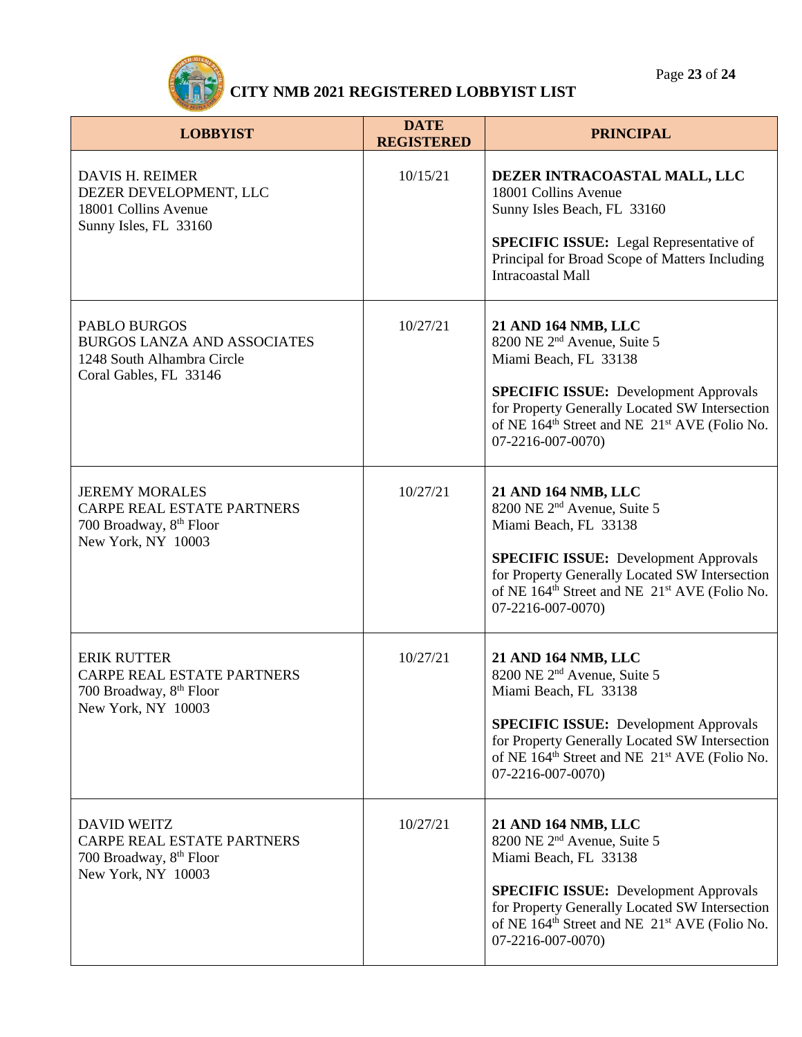# CITY NMB 2021 REGISTERED LOBBYIST LIST

| LOBBYIST | DATE REGISTERED | PRINCIPAL |
|---|---|---|
| DAVIS H. REIMER<br>DEZER DEVELOPMENT, LLC<br>18001 Collins Avenue<br>Sunny Isles, FL 33160 | 10/15/21 | **DEZER INTRACOASTAL MALL, LLC**<br>18001 Collins Avenue<br>Sunny Isles Beach, FL 33160<br><br>**SPECIFIC ISSUE:** Legal Representative of Principal for Broad Scope of Matters Including Intracoastal Mall |
| PABLO BURGOS<br>BURGOS LANZA AND ASSOCIATES<br>1248 South Alhambra Circle<br>Coral Gables, FL 33146 | 10/27/21 | **21 AND 164 NMB, LLC**<br>8200 NE 2nd Avenue, Suite 5<br>Miami Beach, FL 33138<br><br>**SPECIFIC ISSUE:** Development Approvals for Property Generally Located SW Intersection of NE 164th Street and NE 21st AVE (Folio No. 07-2216-007-0070) |
| JEREMY MORALES<br>CARPE REAL ESTATE PARTNERS<br>700 Broadway, 8th Floor<br>New York, NY 10003 | 10/27/21 | **21 AND 164 NMB, LLC**<br>8200 NE 2nd Avenue, Suite 5<br>Miami Beach, FL 33138<br><br>**SPECIFIC ISSUE:** Development Approvals for Property Generally Located SW Intersection of NE 164th Street and NE 21st AVE (Folio No. 07-2216-007-0070) |
| ERIK RUTTER<br>CARPE REAL ESTATE PARTNERS<br>700 Broadway, 8th Floor<br>New York, NY 10003 | 10/27/21 | **21 AND 164 NMB, LLC**<br>8200 NE 2nd Avenue, Suite 5<br>Miami Beach, FL 33138<br><br>**SPECIFIC ISSUE:** Development Approvals for Property Generally Located SW Intersection of NE 164th Street and NE 21st AVE (Folio No. 07-2216-007-0070) |
| DAVID WEITZ<br>CARPE REAL ESTATE PARTNERS<br>700 Broadway, 8th Floor<br>New York, NY 10003 | 10/27/21 | **21 AND 164 NMB, LLC**<br>8200 NE 2nd Avenue, Suite 5<br>Miami Beach, FL 33138<br><br>**SPECIFIC ISSUE:** Development Approvals for Property Generally Located SW Intersection of NE 164th Street and NE 21st AVE (Folio No. 07-2216-007-0070) |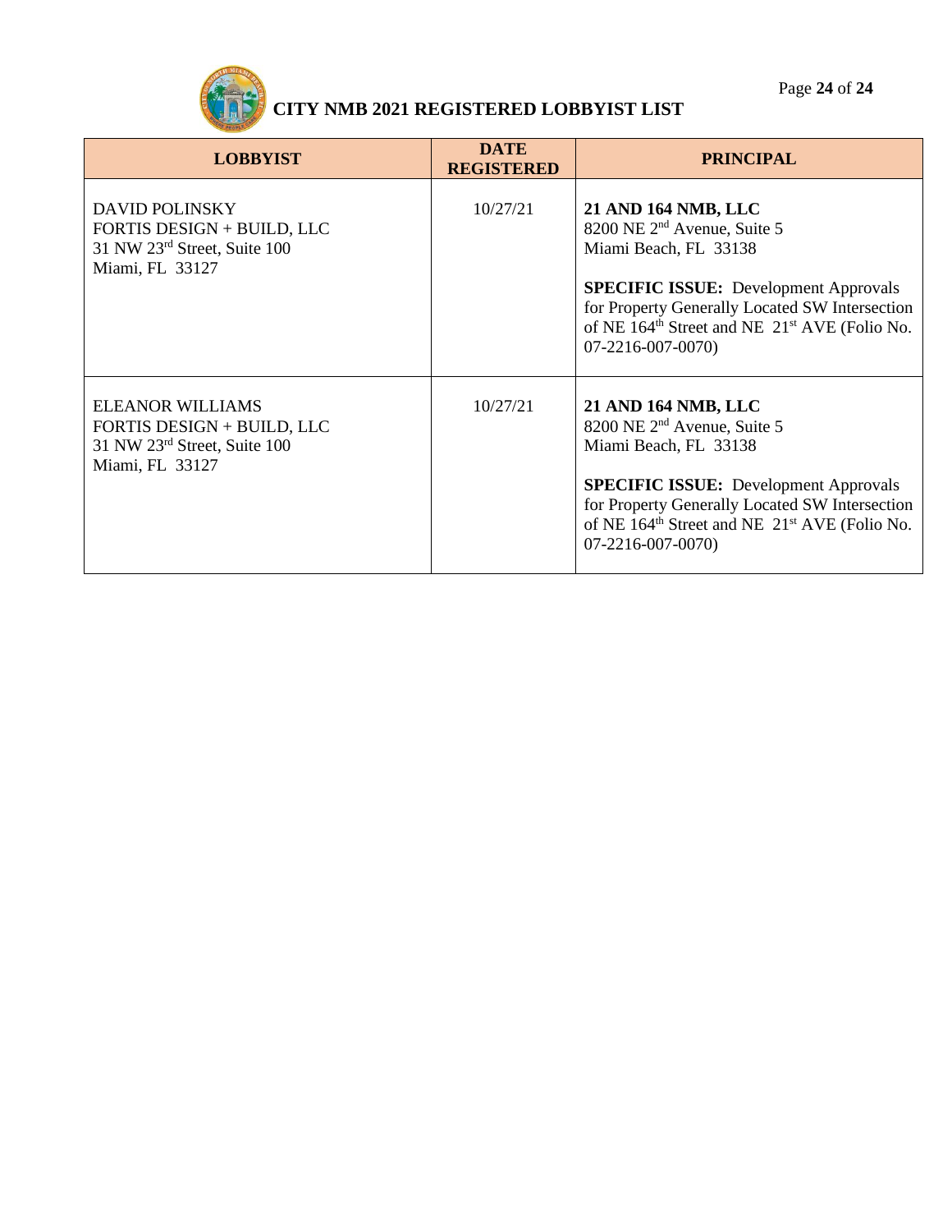# CITY NMB 2021 REGISTERED LOBBYIST LIST

| LOBBYIST | DATE REGISTERED | PRINCIPAL |
|---|---|---|
| DAVID POLINSKY<br>FORTIS DESIGN + BUILD, LLC<br>31 NW 23rd Street, Suite 100<br>Miami, FL 33127 | 10/27/21 | **21 AND 164 NMB, LLC**<br>8200 NE 2nd Avenue, Suite 5<br>Miami Beach, FL 33138<br><br>**SPECIFIC ISSUE:** Development Approvals for Property Generally Located SW Intersection of NE 164th Street and NE 21st AVE (Folio No. 07-2216-007-0070) |
| ELEANOR WILLIAMS<br>FORTIS DESIGN + BUILD, LLC<br>31 NW 23rd Street, Suite 100<br>Miami, FL 33127 | 10/27/21 | **21 AND 164 NMB, LLC**<br>8200 NE 2nd Avenue, Suite 5<br>Miami Beach, FL 33138<br><br>**SPECIFIC ISSUE:** Development Approvals for Property Generally Located SW Intersection of NE 164th Street and NE 21st AVE (Folio No. 07-2216-007-0070) |